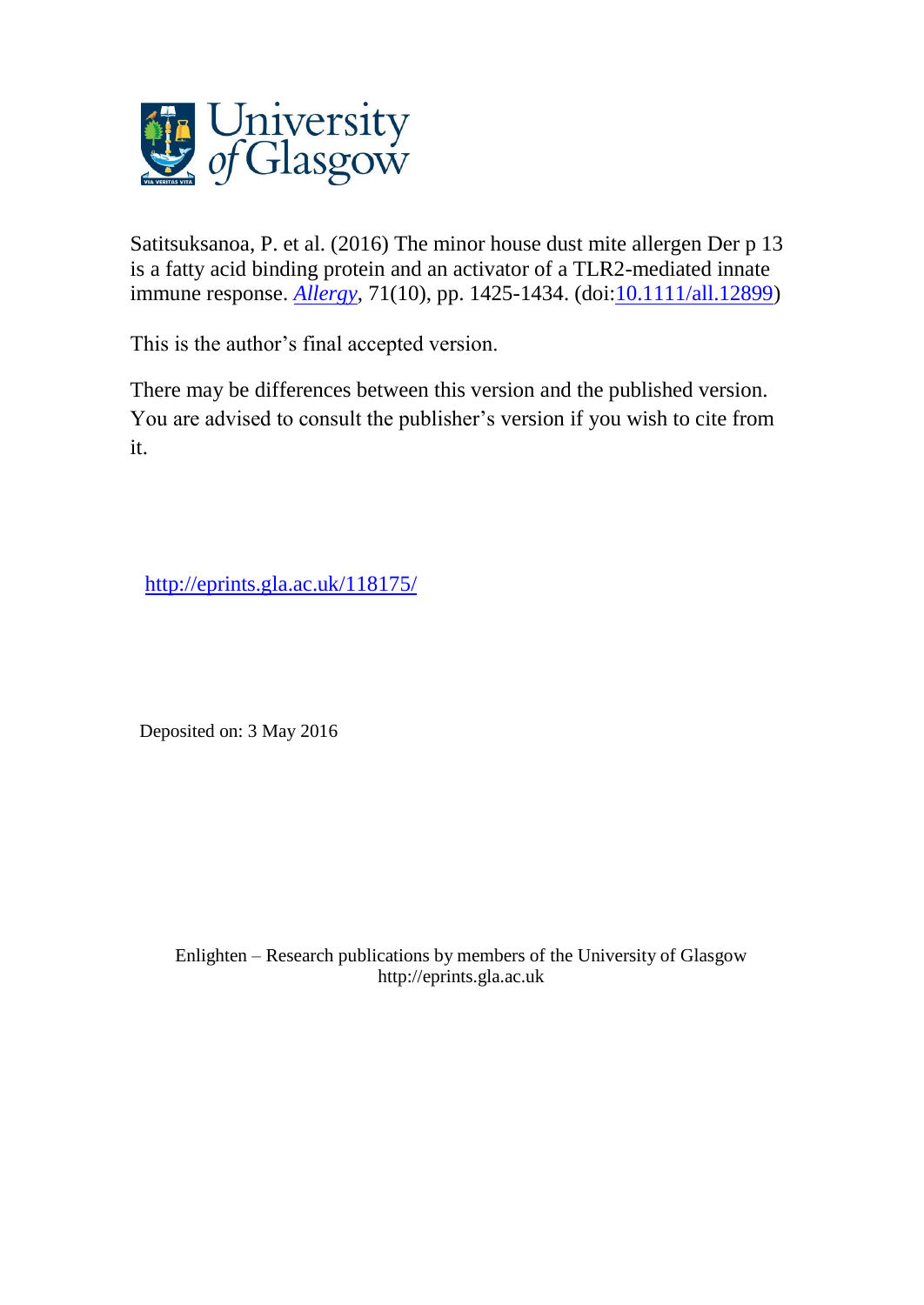University of Glasgow

Satitsuksanoa, P. et al. (2016) The minor house dust mite allergen Der p 13 is a fatty acid binding protein and an activator of a TLR2-mediated innate immune response. *Allergy*, 71(10), pp. 1425-1434. (doi:10.1111/all.12899)

This is the author's final accepted version.

There may be differences between this version and the published version. You are advised to consult the publisher's version if you wish to cite from it.

http://eprints.gla.ac.uk/118175/

Deposited on: 3 May 2016

Enlighten – Research publications by members of the University of Glasgow
http://eprints.gla.ac.uk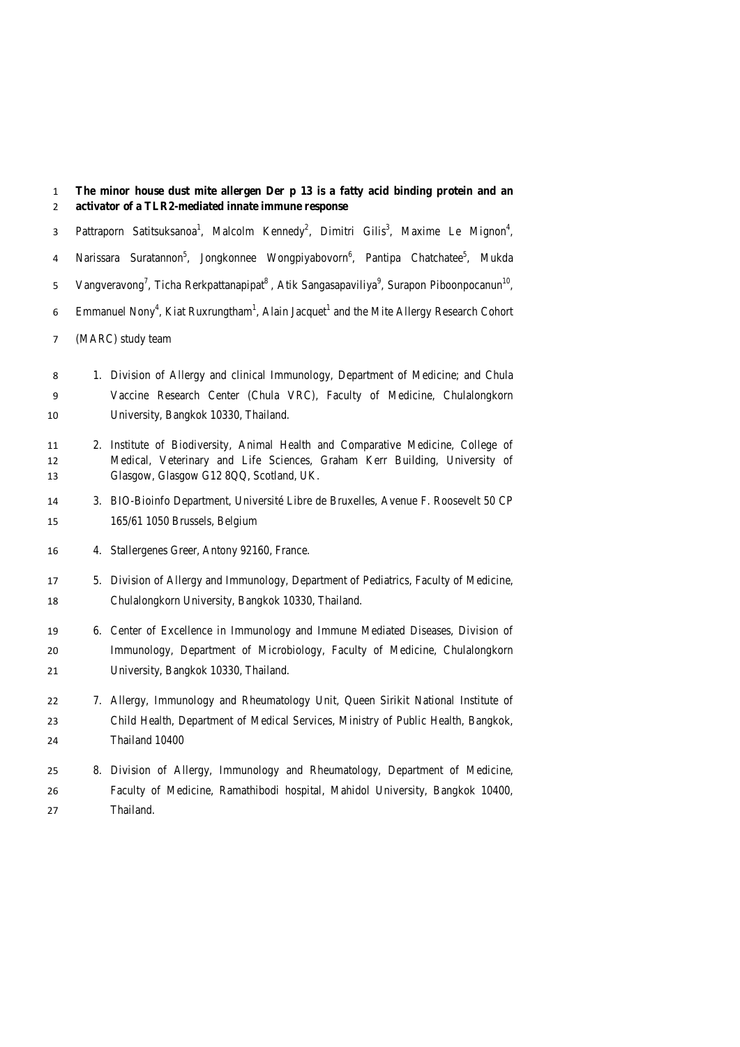# The minor house dust mite allergen Der p 13 is a fatty acid binding protein and an activator of a TLR2-mediated innate immune response

Pattraporn Satitsuksanoa[1], Malcolm Kennedy[2], Dimitri Gilis[3], Maxime Le Mignon[4], Narissara Suratannon[5], Jongkonnee Wongpiyabovorn[6], Pantipa Chatchatee[5], Mukda Vangveravong[7], Ticha Rerkpattanapipat[8], Atik Sangasapaviliya[9], Surapon Piboonpocanun[10], Emmanuel Nony[4], Kiat Ruxrungtham[1], Alain Jacquet[1] and the Mite Allergy Research Cohort (MARC) study team

1. Division of Allergy and clinical Immunology, Department of Medicine; and Chula Vaccine Research Center (Chula VRC), Faculty of Medicine, Chulalongkorn University, Bangkok 10330, Thailand.
2. Institute of Biodiversity, Animal Health and Comparative Medicine, College of Medical, Veterinary and Life Sciences, Graham Kerr Building, University of Glasgow, Glasgow G12 8QQ, Scotland, UK.
3. BIO-Bioinfo Department, Université Libre de Bruxelles, Avenue F. Roosevelt 50 CP 165/61 1050 Brussels, Belgium
4. Stallergenes Greer, Antony 92160, France.
5. Division of Allergy and Immunology, Department of Pediatrics, Faculty of Medicine, Chulalongkorn University, Bangkok 10330, Thailand.
6. Center of Excellence in Immunology and Immune Mediated Diseases, Division of Immunology, Department of Microbiology, Faculty of Medicine, Chulalongkorn University, Bangkok 10330, Thailand.
7. Allergy, Immunology and Rheumatology Unit, Queen Sirikit National Institute of Child Health, Department of Medical Services, Ministry of Public Health, Bangkok, Thailand 10400
8. Division of Allergy, Immunology and Rheumatology, Department of Medicine, Faculty of Medicine, Ramathibodi hospital, Mahidol University, Bangkok 10400, Thailand.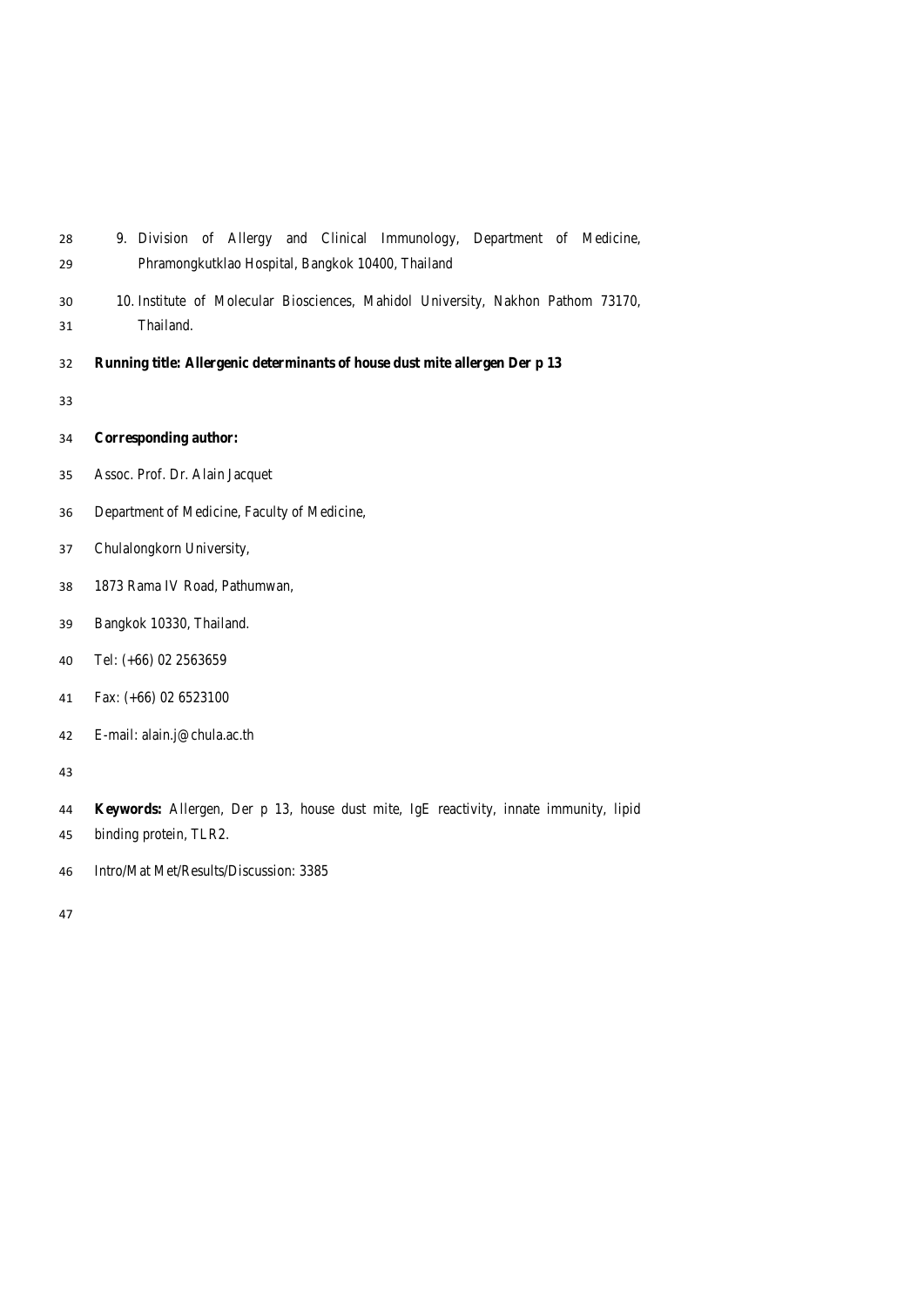9. Division of Allergy and Clinical Immunology, Department of Medicine, Phramongkutklao Hospital, Bangkok 10400, Thailand
10. Institute of Molecular Biosciences, Mahidol University, Nakhon Pathom 73170, Thailand.

**Running title: Allergenic determinants of house dust mite allergen Der p 13**

**Corresponding author:**

Assoc. Prof. Dr. Alain Jacquet

Department of Medicine, Faculty of Medicine,

Chulalongkorn University,

1873 Rama IV Road, Pathumwan,

Bangkok 10330, Thailand.

Tel: (+66) 02 2563659

Fax: (+66) 02 6523100

E-mail: alain.j@chula.ac.th

**Keywords:** Allergen, Der p 13, house dust mite, IgE reactivity, innate immunity, lipid binding protein, TLR2.

Intro/Mat Met/Results/Discussion: 3385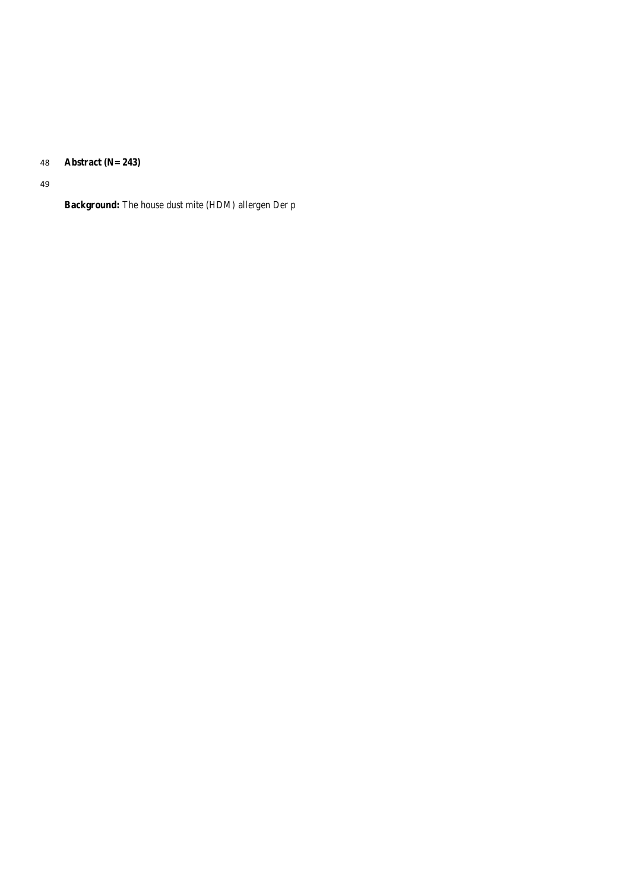**Abstract (N= 243)**

**Background:** The house dust mite (HDM) allergen Der p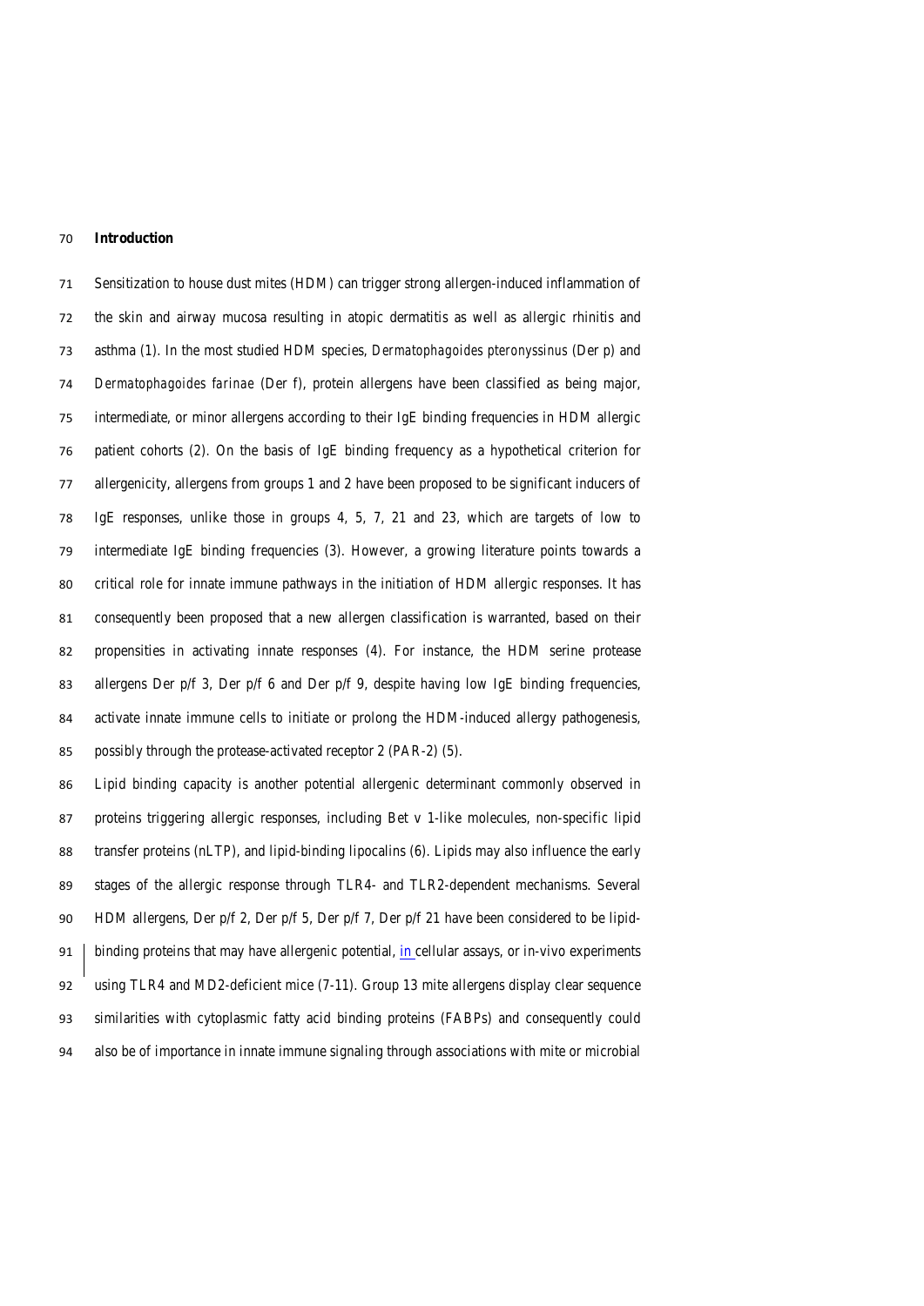## Introduction

Sensitization to house dust mites (HDM) can trigger strong allergen-induced inflammation of the skin and airway mucosa resulting in atopic dermatitis as well as allergic rhinitis and asthma (1). In the most studied HDM species, *Dermatophagoides pteronyssinus* (Der p) and *Dermatophagoides farinae* (Der f), protein allergens have been classified as being major, intermediate, or minor allergens according to their IgE binding frequencies in HDM allergic patient cohorts (2). On the basis of IgE binding frequency as a hypothetical criterion for allergenicity, allergens from groups 1 and 2 have been proposed to be significant inducers of IgE responses, unlike those in groups 4, 5, 7, 21 and 23, which are targets of low to intermediate IgE binding frequencies (3). However, a growing literature points towards a critical role for innate immune pathways in the initiation of HDM allergic responses. It has consequently been proposed that a new allergen classification is warranted, based on their propensities in activating innate responses (4). For instance, the HDM serine protease allergens Der p/f 3, Der p/f 6 and Der p/f 9, despite having low IgE binding frequencies, activate innate immune cells to initiate or prolong the HDM-induced allergy pathogenesis, possibly through the protease-activated receptor 2 (PAR-2) (5).

Lipid binding capacity is another potential allergenic determinant commonly observed in proteins triggering allergic responses, including Bet v 1-like molecules, non-specific lipid transfer proteins (nLTP), and lipid-binding lipocalins (6). Lipids may also influence the early stages of the allergic response through TLR4- and TLR2-dependent mechanisms. Several HDM allergens, Der p/f 2, Der p/f 5, Der p/f 7, Der p/f 21 have been considered to be lipid-binding proteins that may have allergenic potential, in cellular assays, or in-vivo experiments using TLR4 and MD2-deficient mice (7-11). Group 13 mite allergens display clear sequence similarities with cytoplasmic fatty acid binding proteins (FABPs) and consequently could also be of importance in innate immune signaling through associations with mite or microbial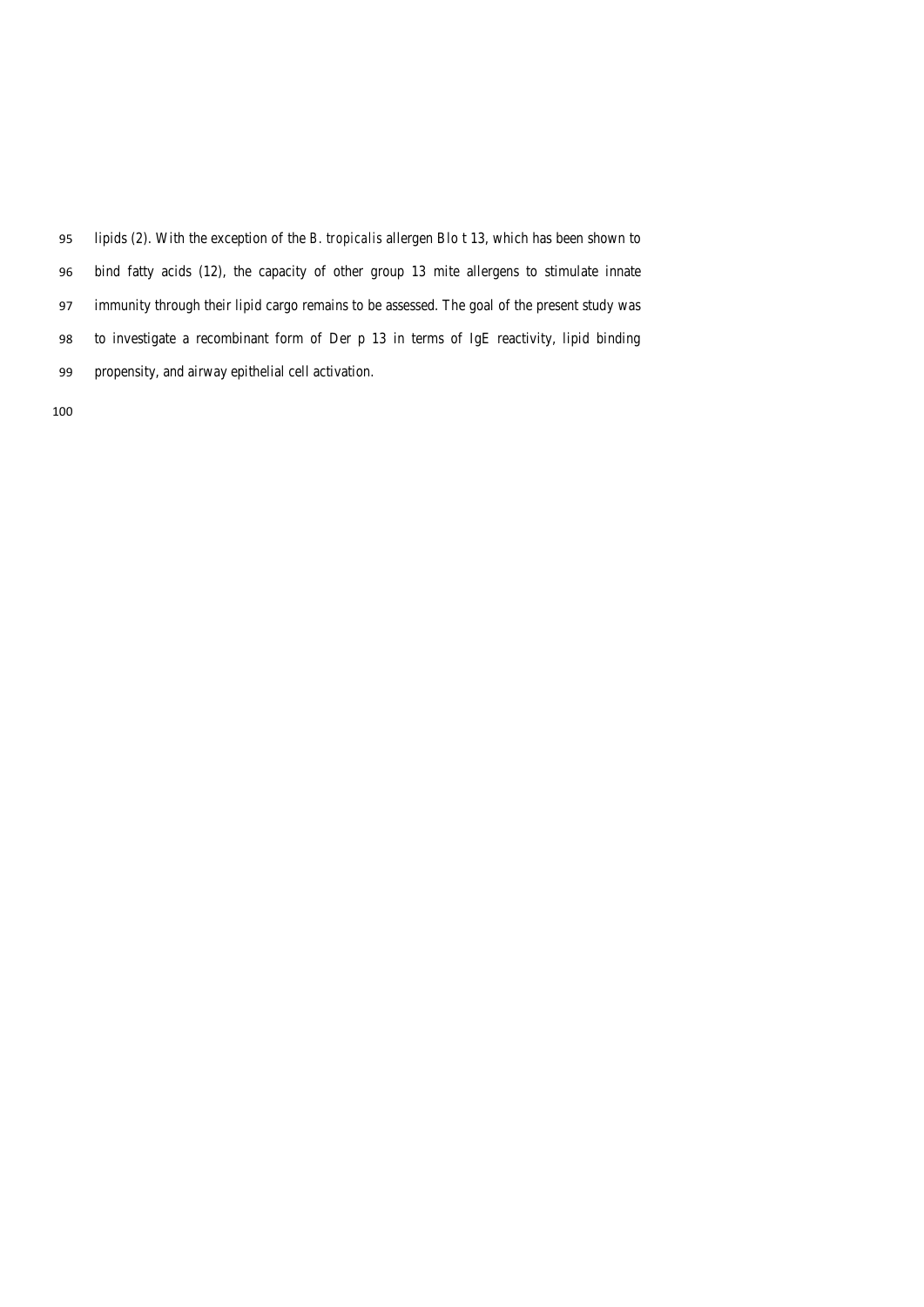lipids (2). With the exception of the *B. tropicalis* allergen Blo t 13, which has been shown to bind fatty acids (12), the capacity of other group 13 mite allergens to stimulate innate immunity through their lipid cargo remains to be assessed. The goal of the present study was to investigate a recombinant form of Der p 13 in terms of IgE reactivity, lipid binding propensity, and airway epithelial cell activation.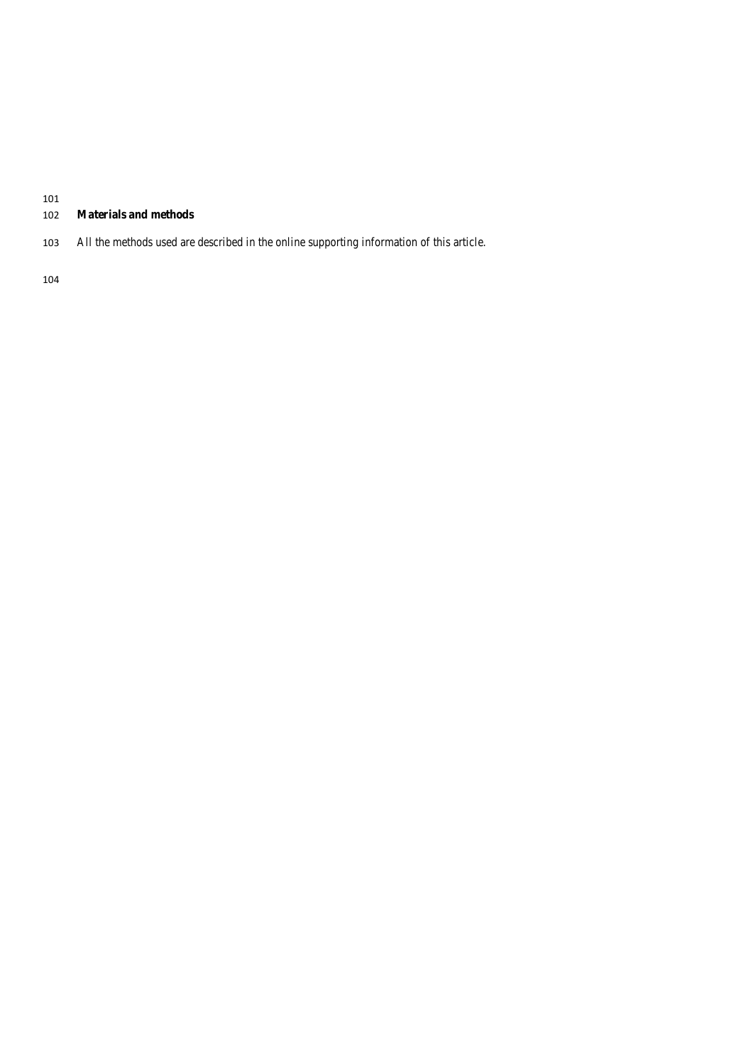## Materials and methods

All the methods used are described in the online supporting information of this article.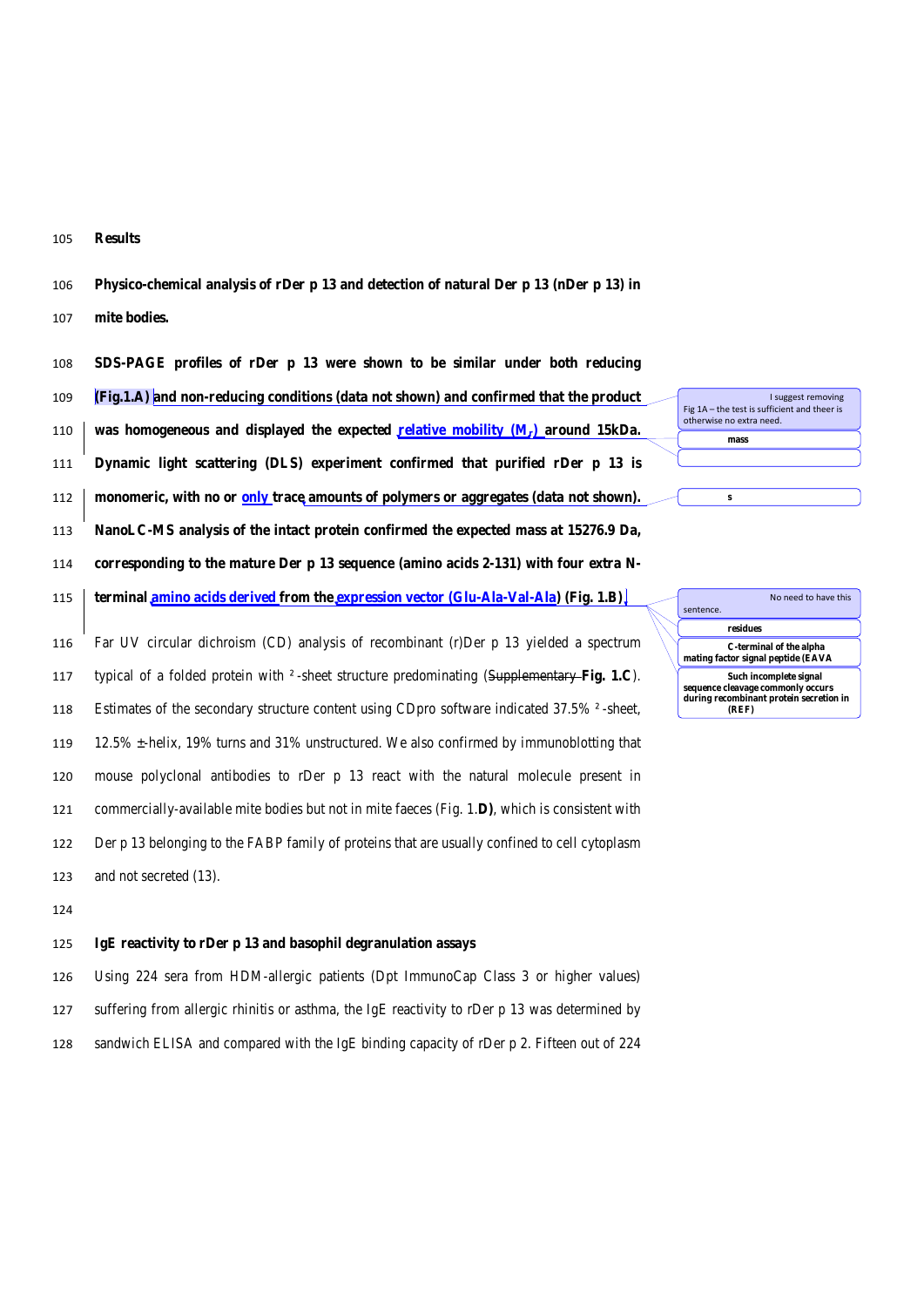## Results

### Physico-chemical analysis of rDer p 13 and detection of natural Der p 13 (nDer p 13) in mite bodies.

**SDS-PAGE profiles of rDer p 13 were shown to be similar under both reducing (Fig.1.A) and non-reducing conditions (data not shown) and confirmed that the product was homogeneous and displayed the expected relative mobility ($M_r$) around 15kDa. Dynamic light scattering (DLS) experiment confirmed that purified rDer p 13 is monomeric, with no or only trace amounts of polymers or aggregates (data not shown). NanoLC-MS analysis of the intact protein confirmed the expected mass at 15276.9 Da, corresponding to the mature Der p 13 sequence (amino acids 2-131) with four extra N-terminal amino acids derived from the expression vector (Glu-Ala-Val-Ala) (Fig. 1.B).**

Far UV circular dichroism (CD) analysis of recombinant (r)Der p 13 yielded a spectrum typical of a folded protein with β-sheet structure predominating (~~Supplementary~~ **Fig. 1.C**). Estimates of the secondary structure content using CDpro software indicated 37.5% β-sheet, 12.5% α-helix, 19% turns and 31% unstructured. We also confirmed by immunoblotting that mouse polyclonal antibodies to rDer p 13 react with the natural molecule present in commercially-available mite bodies but not in mite faeces (Fig. 1.**D)**, which is consistent with Der p 13 belonging to the FABP family of proteins that are usually confined to cell cytoplasm and not secreted (13).

### IgE reactivity to rDer p 13 and basophil degranulation assays

Using 224 sera from HDM-allergic patients (Dpt ImmunoCap Class 3 or higher values) suffering from allergic rhinitis or asthma, the IgE reactivity to rDer p 13 was determined by sandwich ELISA and compared with the IgE binding capacity of rDer p 2. Fifteen out of 224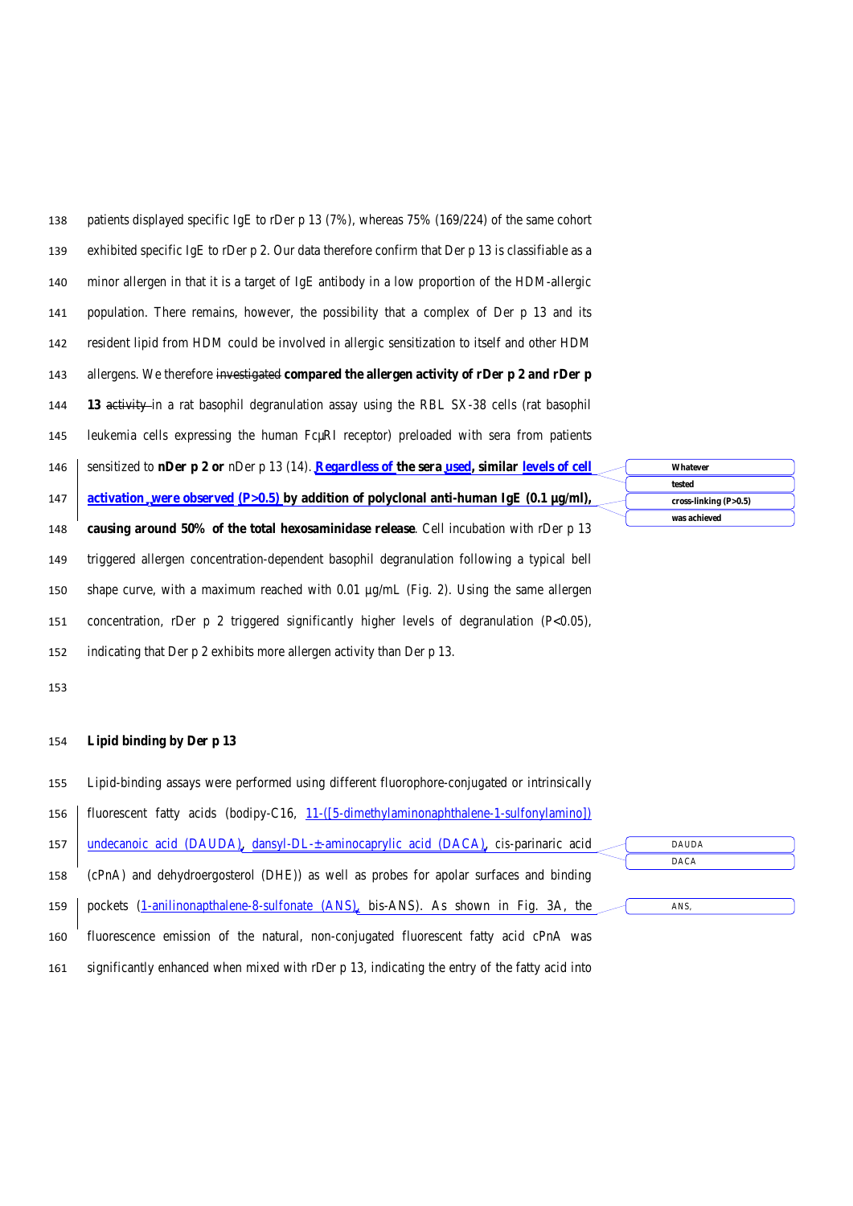patients displayed specific IgE to rDer p 13 (7%), whereas 75% (169/224) of the same cohort exhibited specific IgE to rDer p 2. Our data therefore confirm that Der p 13 is classifiable as a minor allergen in that it is a target of IgE antibody in a low proportion of the HDM-allergic population. There remains, however, the possibility that a complex of Der p 13 and its resident lipid from HDM could be involved in allergic sensitization to itself and other HDM allergens. We therefore investigated **compared the allergen activity of rDer p 2 and rDer p 13** activity in a rat basophil degranulation assay using the RBL SX-38 cells (rat basophil leukemia cells expressing the human FcεRI receptor) preloaded with sera from patients sensitized to **nDer p 2 or** nDer p 13 (14). **Regardless of the sera used, similar levels of cell activation, were observed (P>0.5) by addition of polyclonal anti-human IgE (0.1 µg/ml), causing around 50% of the total hexosaminidase release**. Cell incubation with rDer p 13 triggered allergen concentration-dependent basophil degranulation following a typical bell shape curve, with a maximum reached with 0.01 µg/mL (Fig. 2). Using the same allergen concentration, rDer p 2 triggered significantly higher levels of degranulation (P<0.05), indicating that Der p 2 exhibits more allergen activity than Der p 13.

## Lipid binding by Der p 13

Lipid-binding assays were performed using different fluorophore-conjugated or intrinsically fluorescent fatty acids (bodipy-C16, 11-([5-dimethylaminonaphthalene-1-sulfonylamino]) undecanoic acid (DAUDA), dansyl-DL-±-aminocaprylic acid (DACA), cis-parinaric acid (cPnA) and dehydroergosterol (DHE)) as well as probes for apolar surfaces and binding pockets (1-anilinonapthalene-8-sulfonate (ANS), bis-ANS). As shown in Fig. 3A, the fluorescence emission of the natural, non-conjugated fluorescent fatty acid cPnA was significantly enhanced when mixed with rDer p 13, indicating the entry of the fatty acid into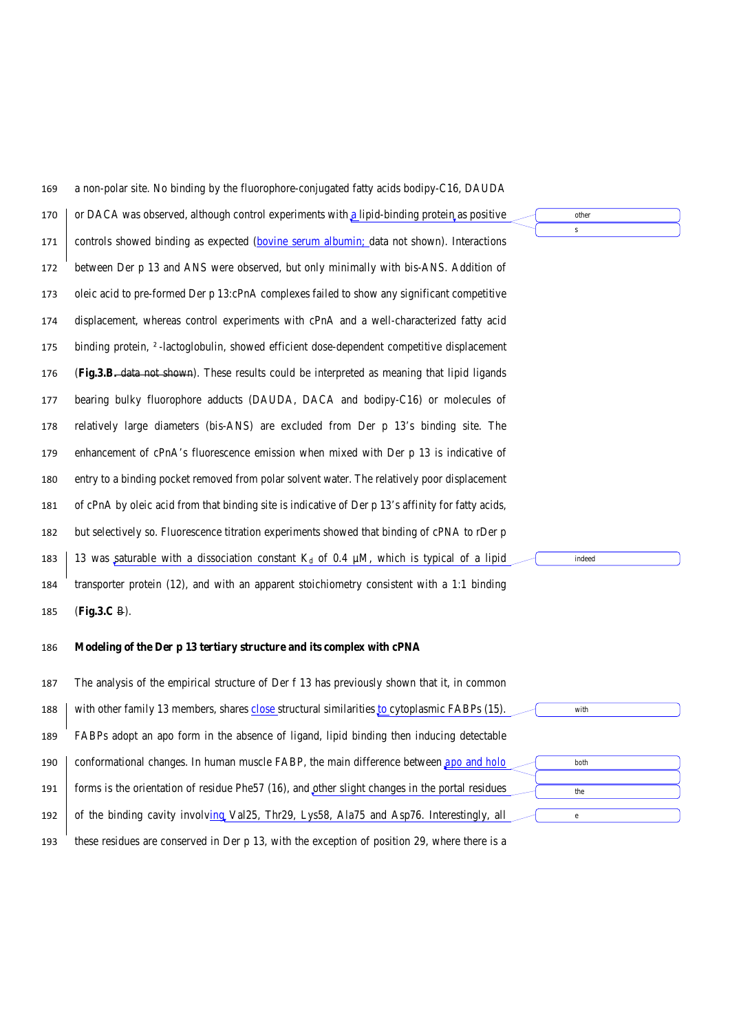a non-polar site. No binding by the fluorophore-conjugated fatty acids bodipy-C16, DAUDA or DACA was observed, although control experiments with a lipid-binding protein as positive controls showed binding as expected (bovine serum albumin; data not shown). Interactions between Der p 13 and ANS were observed, but only minimally with bis-ANS. Addition of oleic acid to pre-formed Der p 13:cPnA complexes failed to show any significant competitive displacement, whereas control experiments with cPnA and a well-characterized fatty acid binding protein, ²-lactoglobulin, showed efficient dose-dependent competitive displacement (**Fig.3.B**. ~~data not shown~~). These results could be interpreted as meaning that lipid ligands bearing bulky fluorophore adducts (DAUDA, DACA and bodipy-C16) or molecules of relatively large diameters (bis-ANS) are excluded from Der p 13's binding site. The enhancement of cPnA's fluorescence emission when mixed with Der p 13 is indicative of entry to a binding pocket removed from polar solvent water. The relatively poor displacement of cPnA by oleic acid from that binding site is indicative of Der p 13's affinity for fatty acids, but selectively so. Fluorescence titration experiments showed that binding of cPNA to rDer p 13 was saturable with a dissociation constant $K_d$ of 0.4 µM, which is typical of a lipid transporter protein (12), and with an apparent stoichiometry consistent with a 1:1 binding (**Fig.3.C** ~~B~~).

**Modeling of the Der p 13 tertiary structure and its complex with cPNA**

The analysis of the empirical structure of Der f 13 has previously shown that it, in common with other family 13 members, shares close structural similarities to cytoplasmic FABPs (15). FABPs adopt an apo form in the absence of ligand, lipid binding then inducing detectable conformational changes. In human muscle FABP, the main difference between apo and holo forms is the orientation of residue Phe57 (16), and other slight changes in the portal residues of the binding cavity involving Val25, Thr29, Lys58, Ala75 and Asp76. Interestingly, all these residues are conserved in Der p 13, with the exception of position 29, where there is a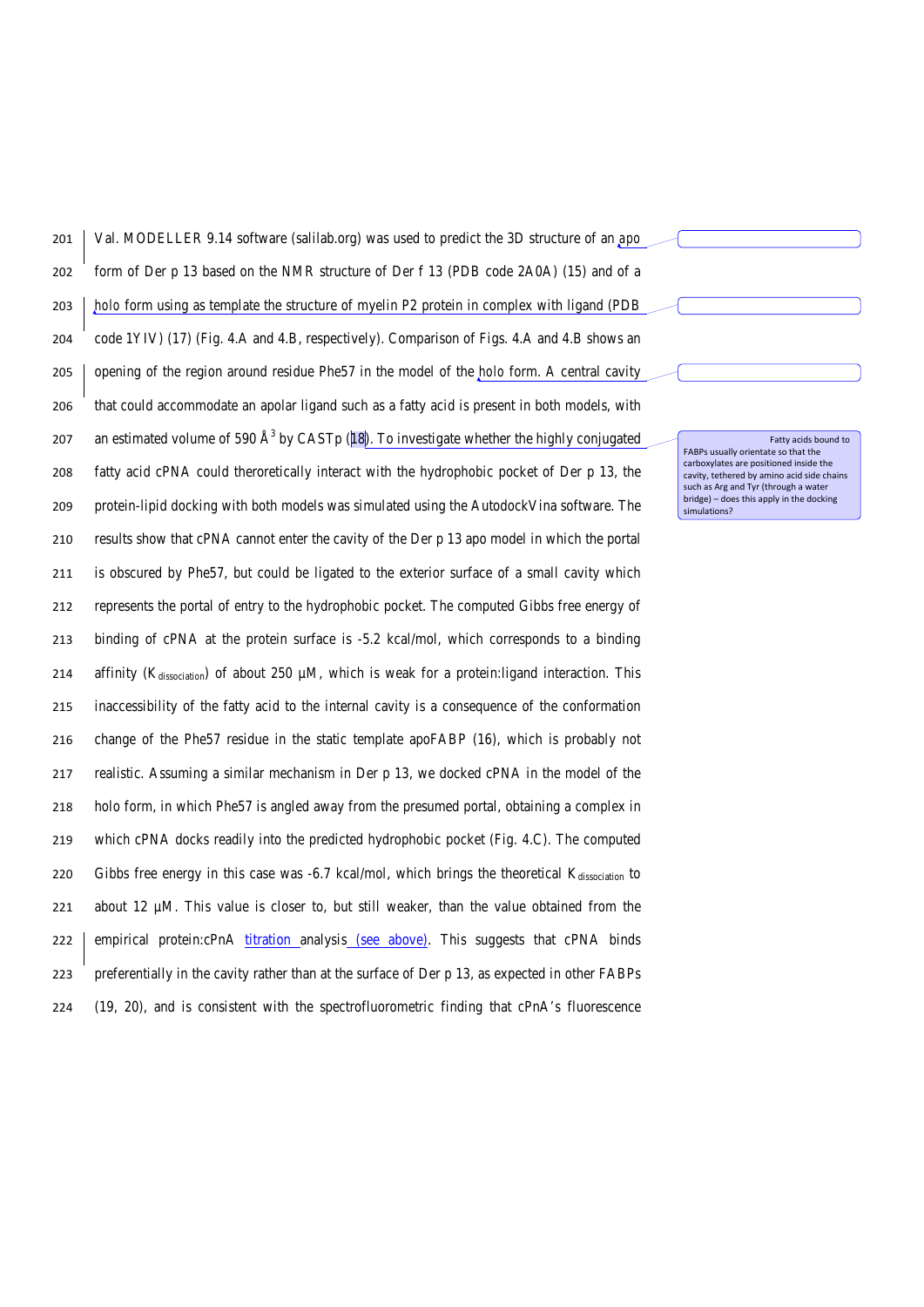Val. MODELLER 9.14 software (salilab.org) was used to predict the 3D structure of an apo form of Der p 13 based on the NMR structure of Der f 13 (PDB code 2A0A) (15) and of a holo form using as template the structure of myelin P2 protein in complex with ligand (PDB code 1YIV) (17) (Fig. 4.A and 4.B, respectively). Comparison of Figs. 4.A and 4.B shows an opening of the region around residue Phe57 in the model of the holo form. A central cavity that could accommodate an apolar ligand such as a fatty acid is present in both models, with an estimated volume of 590 $Å^3$ by CASTp (18). To investigate whether the highly conjugated fatty acid cPNA could theroretically interact with the hydrophobic pocket of Der p 13, the protein-lipid docking with both models was simulated using the AutodockVina software. The results show that cPNA cannot enter the cavity of the Der p 13 apo model in which the portal is obscured by Phe57, but could be ligated to the exterior surface of a small cavity which represents the portal of entry to the hydrophobic pocket. The computed Gibbs free energy of binding of cPNA at the protein surface is -5.2 kcal/mol, which corresponds to a binding affinity ($K_{dissociation}$) of about 250 µM, which is weak for a protein:ligand interaction. This inaccessibility of the fatty acid to the internal cavity is a consequence of the conformation change of the Phe57 residue in the static template apoFABP (16), which is probably not realistic. Assuming a similar mechanism in Der p 13, we docked cPNA in the model of the holo form, in which Phe57 is angled away from the presumed portal, obtaining a complex in which cPNA docks readily into the predicted hydrophobic pocket (Fig. 4.C). The computed Gibbs free energy in this case was -6.7 kcal/mol, which brings the theoretical $K_{dissociation}$ to about 12 µM. This value is closer to, but still weaker, than the value obtained from the empirical protein:cPnA titration analysis (see above). This suggests that cPNA binds preferentially in the cavity rather than at the surface of Der p 13, as expected in other FABPs (19, 20), and is consistent with the spectrofluorometric finding that cPnA's fluorescence

Fatty acids bound to FABPs usually orientate so that the carboxylates are positioned inside the cavity, tethered by amino acid side chains such as Arg and Tyr (through a water bridge) – does this apply in the docking simulations?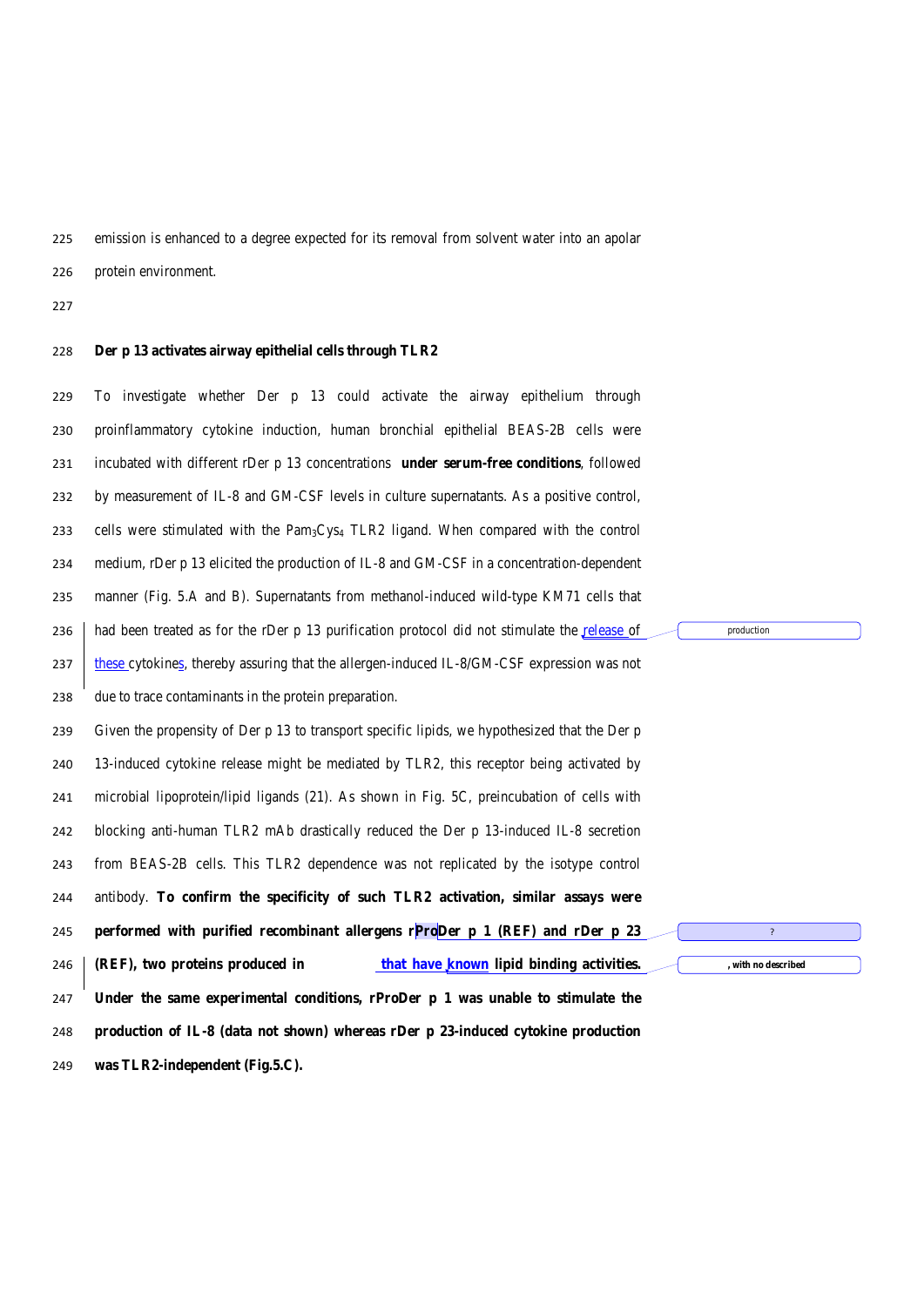emission is enhanced to a degree expected for its removal from solvent water into an apolar protein environment.

## Der p 13 activates airway epithelial cells through TLR2

To investigate whether Der p 13 could activate the airway epithelium through proinflammatory cytokine induction, human bronchial epithelial BEAS-2B cells were incubated with different rDer p 13 concentrations **under serum-free conditions**, followed by measurement of IL-8 and GM-CSF levels in culture supernatants. As a positive control, cells were stimulated with the $Pam_3Cys_4$ TLR2 ligand. When compared with the control medium, rDer p 13 elicited the production of IL-8 and GM-CSF in a concentration-dependent manner (Fig. 5.A and B). Supernatants from methanol-induced wild-type KM71 cells that had been treated as for the rDer p 13 purification protocol did not stimulate the release of these cytokines, thereby assuring that the allergen-induced IL-8/GM-CSF expression was not due to trace contaminants in the protein preparation.

Given the propensity of Der p 13 to transport specific lipids, we hypothesized that the Der p 13-induced cytokine release might be mediated by TLR2, this receptor being activated by microbial lipoprotein/lipid ligands (21). As shown in Fig. 5C, preincubation of cells with blocking anti-human TLR2 mAb drastically reduced the Der p 13-induced IL-8 secretion from BEAS-2B cells. This TLR2 dependence was not replicated by the isotype control antibody. **To confirm the specificity of such TLR2 activation, similar assays were performed with purified recombinant allergens rProDer p 1 (REF) and rDer p 23 (REF), two proteins produced in that have known lipid binding activities. Under the same experimental conditions, rProDer p 1 was unable to stimulate the production of IL-8 (data not shown) whereas rDer p 23-induced cytokine production was TLR2-independent (Fig.5.C).**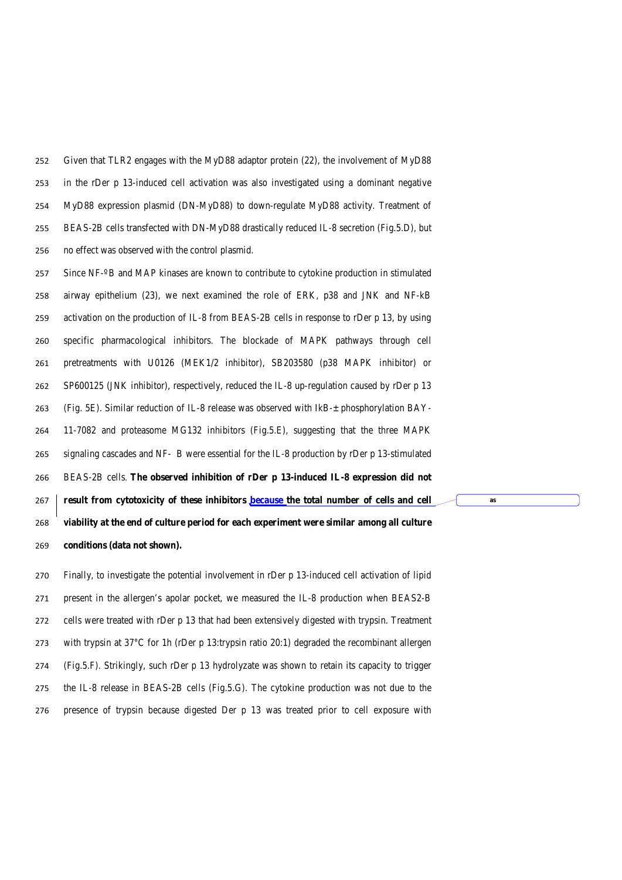Given that TLR2 engages with the MyD88 adaptor protein (22), the involvement of MyD88 in the rDer p 13-induced cell activation was also investigated using a dominant negative MyD88 expression plasmid (DN-MyD88) to down-regulate MyD88 activity. Treatment of BEAS-2B cells transfected with DN-MyD88 drastically reduced IL-8 secretion (Fig.5.D), but no effect was observed with the control plasmid.

Since NF-ºB and MAP kinases are known to contribute to cytokine production in stimulated airway epithelium (23), we next examined the role of ERK, p38 and JNK and NF-kB activation on the production of IL-8 from BEAS-2B cells in response to rDer p 13, by using specific pharmacological inhibitors. The blockade of MAPK pathways through cell pretreatments with U0126 (MEK1/2 inhibitor), SB203580 (p38 MAPK inhibitor) or SP600125 (JNK inhibitor), respectively, reduced the IL-8 up-regulation caused by rDer p 13 (Fig. 5E). Similar reduction of IL-8 release was observed with IkB-± phosphorylation BAY-11-7082 and proteasome MG132 inhibitors (Fig.5.E), suggesting that the three MAPK signaling cascades and NF- B were essential for the IL-8 production by rDer p 13-stimulated BEAS-2B cells. **The observed inhibition of rDer p 13-induced IL-8 expression did not result from cytotoxicity of these inhibitors because the total number of cells and cell viability at the end of culture period for each experiment were similar among all culture conditions (data not shown).**

Finally, to investigate the potential involvement in rDer p 13-induced cell activation of lipid present in the allergen's apolar pocket, we measured the IL-8 production when BEAS2-B cells were treated with rDer p 13 that had been extensively digested with trypsin. Treatment with trypsin at 37°C for 1h (rDer p 13:trypsin ratio 20:1) degraded the recombinant allergen (Fig.5.F). Strikingly, such rDer p 13 hydrolyzate was shown to retain its capacity to trigger the IL-8 release in BEAS-2B cells (Fig.5.G). The cytokine production was not due to the presence of trypsin because digested Der p 13 was treated prior to cell exposure with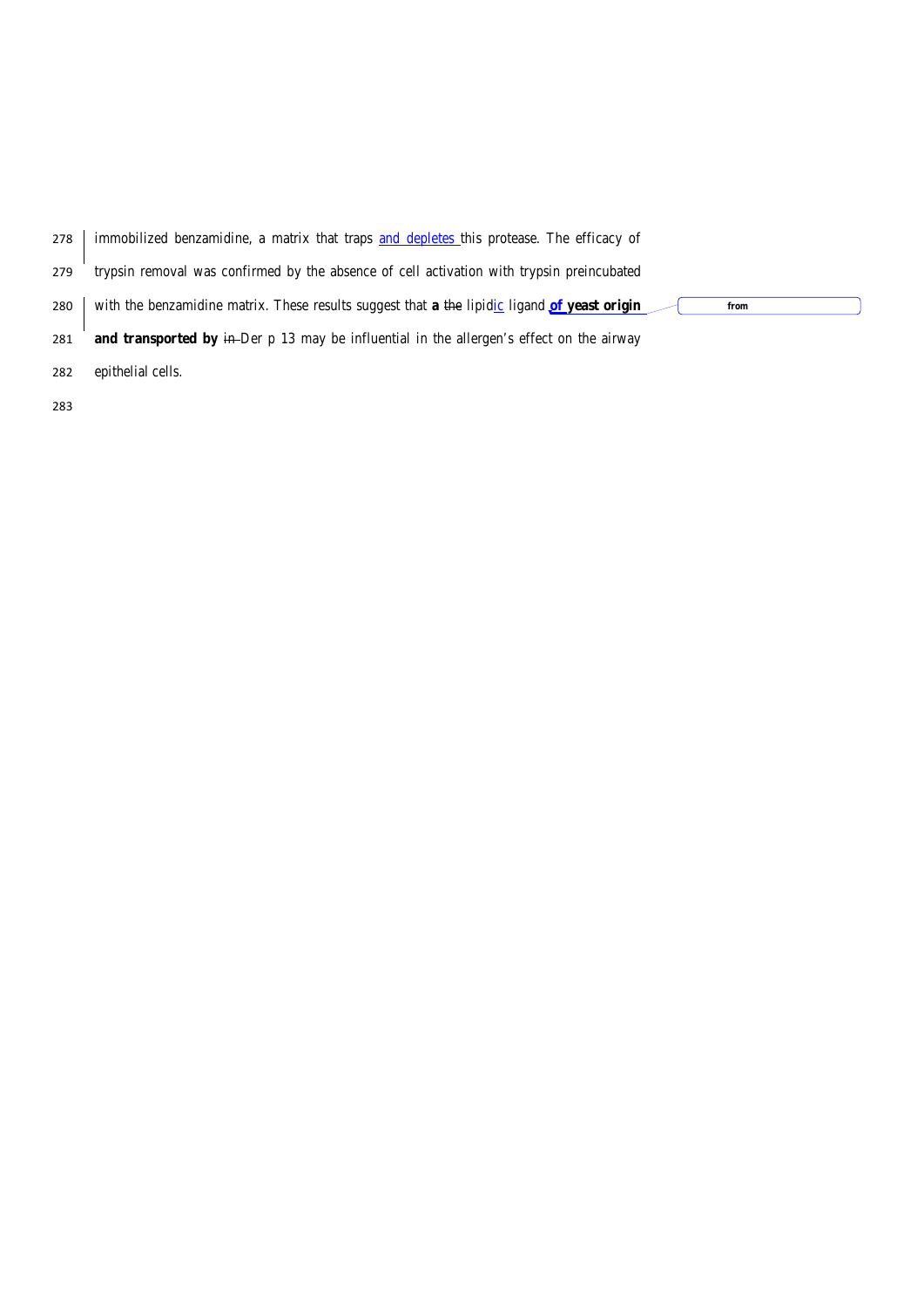immobilized benzamidine, a matrix that traps and depletes this protease. The efficacy of trypsin removal was confirmed by the absence of cell activation with trypsin preincubated with the benzamidine matrix. These results suggest that **a** ~~the~~ lipidic ligand **of yeast origin and transported by** ~~in~~ Der p 13 may be influential in the allergen's effect on the airway epithelial cells.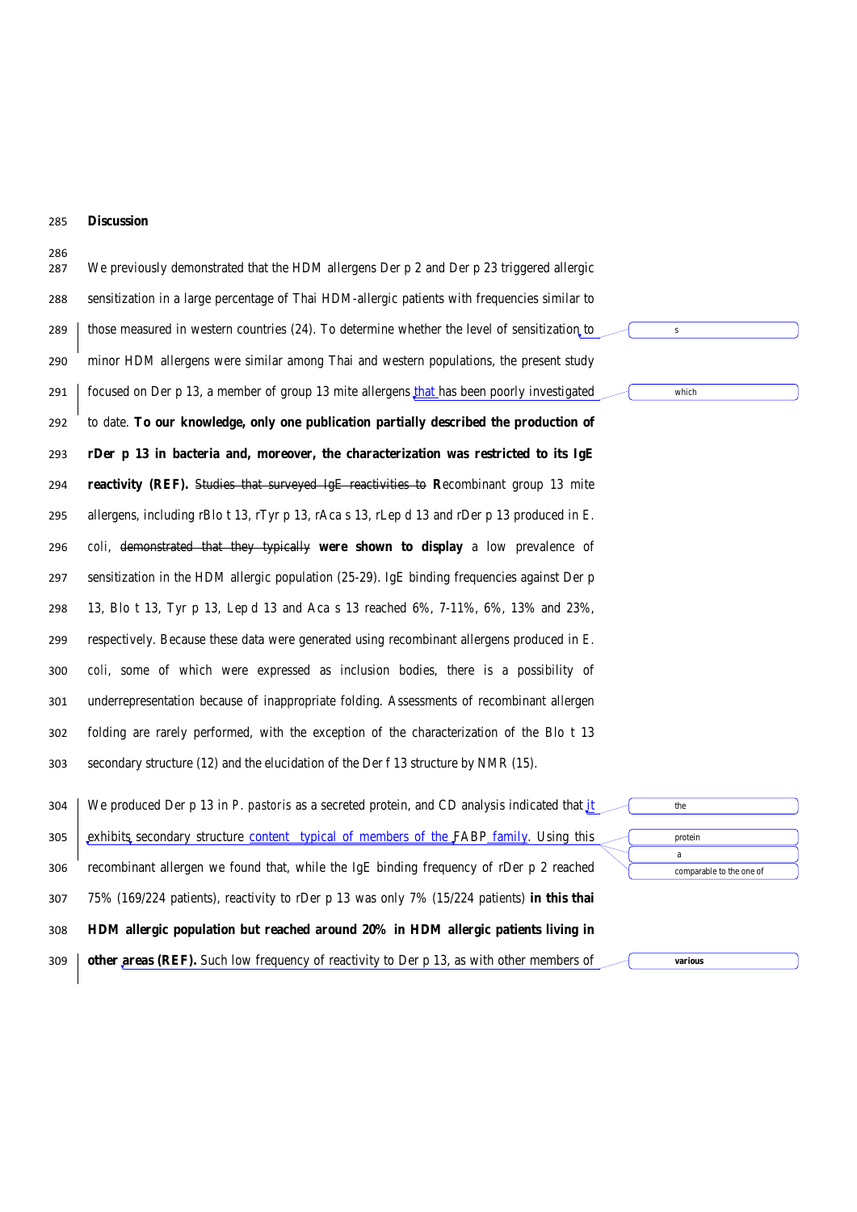## Discussion

We previously demonstrated that the HDM allergens Der p 2 and Der p 23 triggered allergic sensitization in a large percentage of Thai HDM-allergic patients with frequencies similar to those measured in western countries (24). To determine whether the level of sensitization to minor HDM allergens were similar among Thai and western populations, the present study focused on Der p 13, a member of group 13 mite allergens that has been poorly investigated to date. **To our knowledge, only one publication partially described the production of rDer p 13 in bacteria and, moreover, the characterization was restricted to its IgE reactivity (REF).** ~~Studies that surveyed IgE reactivities to~~ **R**ecombinant group 13 mite allergens, including rBlo t 13, rTyr p 13, rAca s 13, rLep d 13 and rDer p 13 produced in *E. coli*, ~~demonstrated that they typically~~ **were shown to display** a low prevalence of sensitization in the HDM allergic population (25-29). IgE binding frequencies against Der p 13, Blo t 13, Tyr p 13, Lep d 13 and Aca s 13 reached 6%, 7-11%, 6%, 13% and 23%, respectively. Because these data were generated using recombinant allergens produced in *E. coli*, some of which were expressed as inclusion bodies, there is a possibility of underrepresentation because of inappropriate folding. Assessments of recombinant allergen folding are rarely performed, with the exception of the characterization of the Blo t 13 secondary structure (12) and the elucidation of the Der f 13 structure by NMR (15).

We produced Der p 13 in *P. pastoris* as a secreted protein, and CD analysis indicated that it exhibits secondary structure content typical of members of the FABP family. Using this recombinant allergen we found that, while the IgE binding frequency of rDer p 2 reached 75% (169/224 patients), reactivity to rDer p 13 was only 7% (15/224 patients) **in this thai HDM allergic population but reached around 20% in HDM allergic patients living in other areas (REF).** Such low frequency of reactivity to Der p 13, as with other members of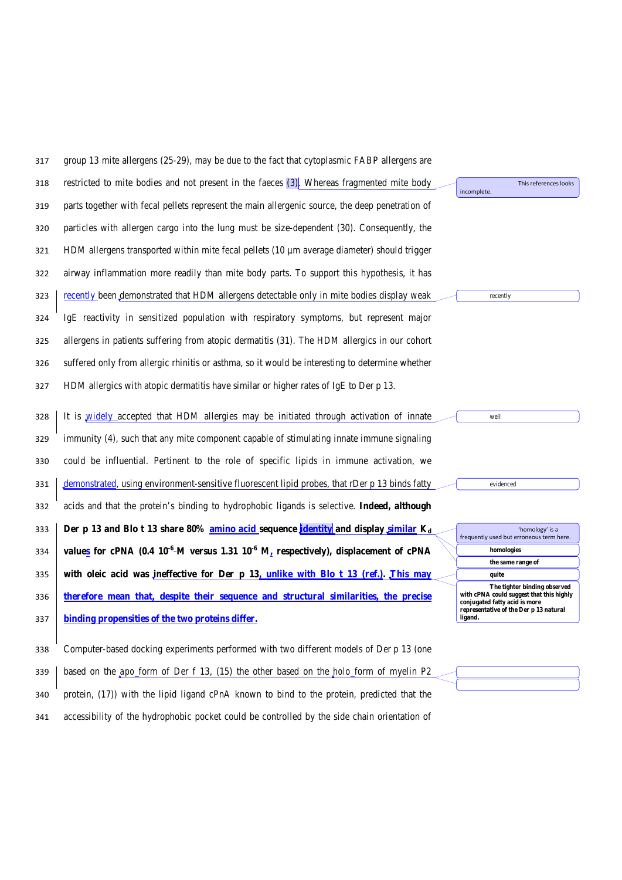group 13 mite allergens (25-29), may be due to the fact that cytoplasmic FABP allergens are restricted to mite bodies and not present in the faeces (3). Whereas fragmented mite body parts together with fecal pellets represent the main allergenic source, the deep penetration of particles with allergen cargo into the lung must be size-dependent (30). Consequently, the HDM allergens transported within mite fecal pellets (10 µm average diameter) should trigger airway inflammation more readily than mite body parts. To support this hypothesis, it has recently been demonstrated that HDM allergens detectable only in mite bodies display weak IgE reactivity in sensitized population with respiratory symptoms, but represent major allergens in patients suffering from atopic dermatitis (31). The HDM allergics in our cohort suffered only from allergic rhinitis or asthma, so it would be interesting to determine whether HDM allergics with atopic dermatitis have similar or higher rates of IgE to Der p 13.

It is widely accepted that HDM allergies may be initiated through activation of innate immunity (4), such that any mite component capable of stimulating innate immune signaling could be influential. Pertinent to the role of specific lipids in immune activation, we demonstrated, using environment-sensitive fluorescent lipid probes, that rDer p 13 binds fatty acids and that the protein's binding to hydrophobic ligands is selective. **Indeed, although Der p 13 and Blo t 13 share 80% amino acid sequence identity and display similar $K_d$ values for cPNA (0.4 $10^{-6}$ M versus 1.31 $10^{-6}$ M, respectively), displacement of cPNA with oleic acid was ineffective for Der p 13, unlike with Blo t 13 (ref.). This may therefore mean that, despite their sequence and structural similarities, the precise binding propensities of the two proteins differ.**

Computer-based docking experiments performed with two different models of Der p 13 (one based on the apo form of Der f 13, (15) the other based on the holo form of myelin P2 protein, (17)) with the lipid ligand cPnA known to bind to the protein, predicted that the accessibility of the hydrophobic pocket could be controlled by the side chain orientation of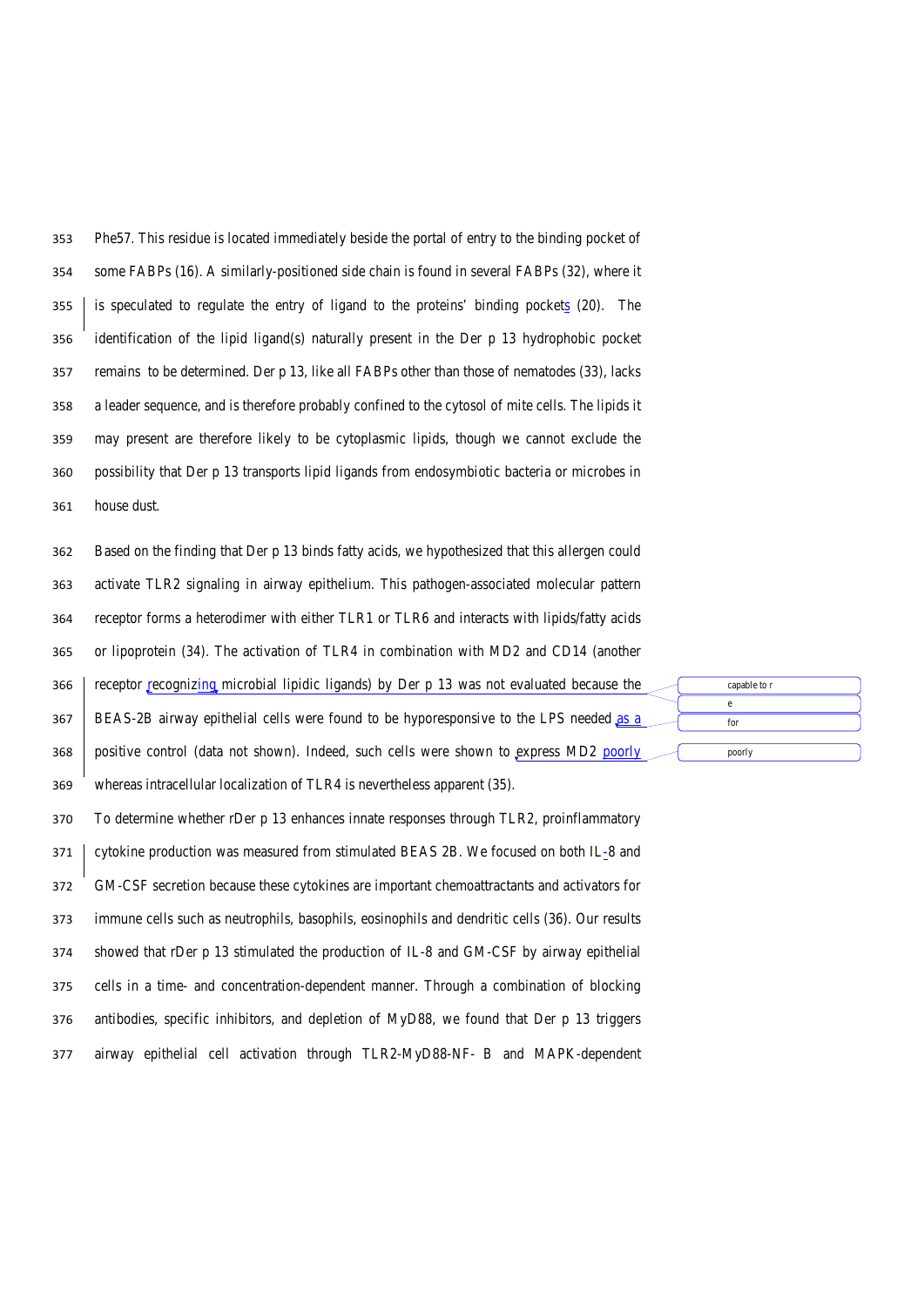Phe57. This residue is located immediately beside the portal of entry to the binding pocket of some FABPs (16). A similarly-positioned side chain is found in several FABPs (32), where it is speculated to regulate the entry of ligand to the proteins' binding pockets (20). The identification of the lipid ligand(s) naturally present in the Der p 13 hydrophobic pocket remains to be determined. Der p 13, like all FABPs other than those of nematodes (33), lacks a leader sequence, and is therefore probably confined to the cytosol of mite cells. The lipids it may present are therefore likely to be cytoplasmic lipids, though we cannot exclude the possibility that Der p 13 transports lipid ligands from endosymbiotic bacteria or microbes in house dust.

Based on the finding that Der p 13 binds fatty acids, we hypothesized that this allergen could activate TLR2 signaling in airway epithelium. This pathogen-associated molecular pattern receptor forms a heterodimer with either TLR1 or TLR6 and interacts with lipids/fatty acids or lipoprotein (34). The activation of TLR4 in combination with MD2 and CD14 (another receptor recognizing microbial lipidic ligands) by Der p 13 was not evaluated because the BEAS-2B airway epithelial cells were found to be hyporesponsive to the LPS needed as a positive control (data not shown). Indeed, such cells were shown to express MD2 poorly whereas intracellular localization of TLR4 is nevertheless apparent (35).

To determine whether rDer p 13 enhances innate responses through TLR2, proinflammatory cytokine production was measured from stimulated BEAS 2B. We focused on both IL-8 and GM-CSF secretion because these cytokines are important chemoattractants and activators for immune cells such as neutrophils, basophils, eosinophils and dendritic cells (36). Our results showed that rDer p 13 stimulated the production of IL-8 and GM-CSF by airway epithelial cells in a time- and concentration-dependent manner. Through a combination of blocking antibodies, specific inhibitors, and depletion of MyD88, we found that Der p 13 triggers airway epithelial cell activation through TLR2-MyD88-NF- B and MAPK-dependent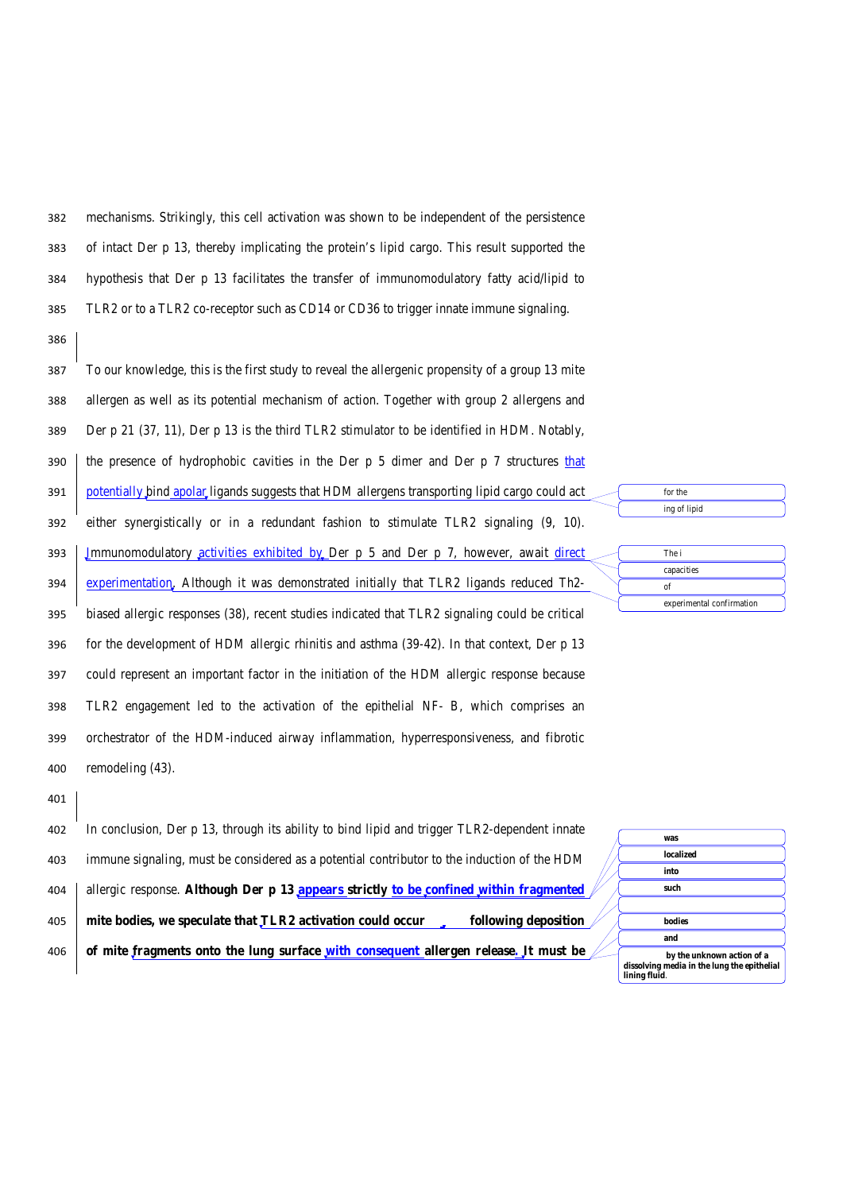mechanisms. Strikingly, this cell activation was shown to be independent of the persistence of intact Der p 13, thereby implicating the protein's lipid cargo. This result supported the hypothesis that Der p 13 facilitates the transfer of immunomodulatory fatty acid/lipid to TLR2 or to a TLR2 co-receptor such as CD14 or CD36 to trigger innate immune signaling.

To our knowledge, this is the first study to reveal the allergenic propensity of a group 13 mite allergen as well as its potential mechanism of action. Together with group 2 allergens and Der p 21 (37, 11), Der p 13 is the third TLR2 stimulator to be identified in HDM. Notably, the presence of hydrophobic cavities in the Der p 5 dimer and Der p 7 structures that potentially bind apolar ligands suggests that HDM allergens transporting lipid cargo could act either synergistically or in a redundant fashion to stimulate TLR2 signaling (9, 10). Immunomodulatory activities exhibited by Der p 5 and Der p 7, however, await direct experimentation. Although it was demonstrated initially that TLR2 ligands reduced Th2-biased allergic responses (38), recent studies indicated that TLR2 signaling could be critical for the development of HDM allergic rhinitis and asthma (39-42). In that context, Der p 13 could represent an important factor in the initiation of the HDM allergic response because TLR2 engagement led to the activation of the epithelial NF- B, which comprises an orchestrator of the HDM-induced airway inflammation, hyperresponsiveness, and fibrotic remodeling (43).

In conclusion, Der p 13, through its ability to bind lipid and trigger TLR2-dependent innate immune signaling, must be considered as a potential contributor to the induction of the HDM allergic response. **Although Der p 13 appears strictly to be confined within fragmented mite bodies, we speculate that TLR2 activation could occur following deposition of mite fragments onto the lung surface with consequent allergen release. It must be**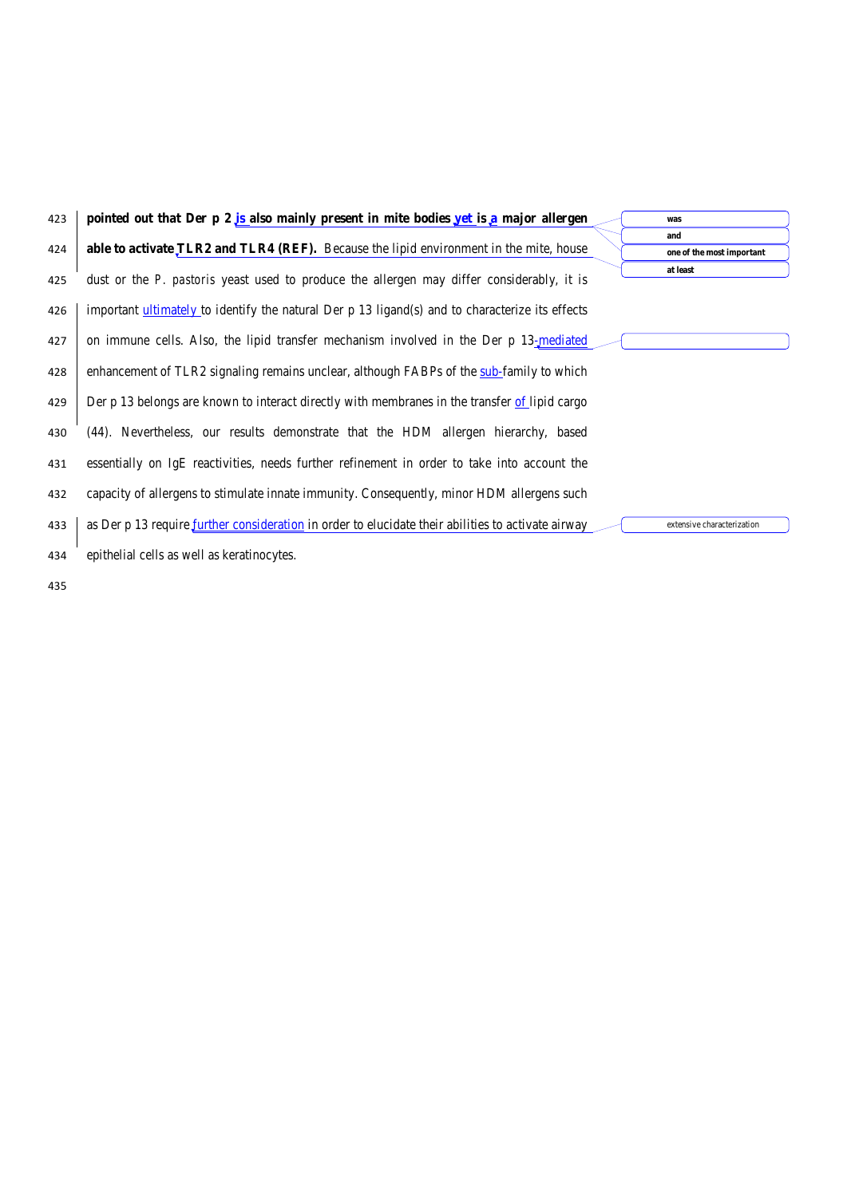**pointed out that Der p 2 is also mainly present in mite bodies yet is a major allergen able to activate TLR2 and TLR4 (REF).** Because the lipid environment in the mite, house dust or the *P. pastoris* yeast used to produce the allergen may differ considerably, it is important ultimately to identify the natural Der p 13 ligand(s) and to characterize its effects on immune cells. Also, the lipid transfer mechanism involved in the Der p 13-mediated enhancement of TLR2 signaling remains unclear, although FABPs of the sub-family to which Der p 13 belongs are known to interact directly with membranes in the transfer of lipid cargo (44). Nevertheless, our results demonstrate that the HDM allergen hierarchy, based essentially on IgE reactivities, needs further refinement in order to take into account the capacity of allergens to stimulate innate immunity. Consequently, minor HDM allergens such as Der p 13 require further consideration in order to elucidate their abilities to activate airway epithelial cells as well as keratinocytes.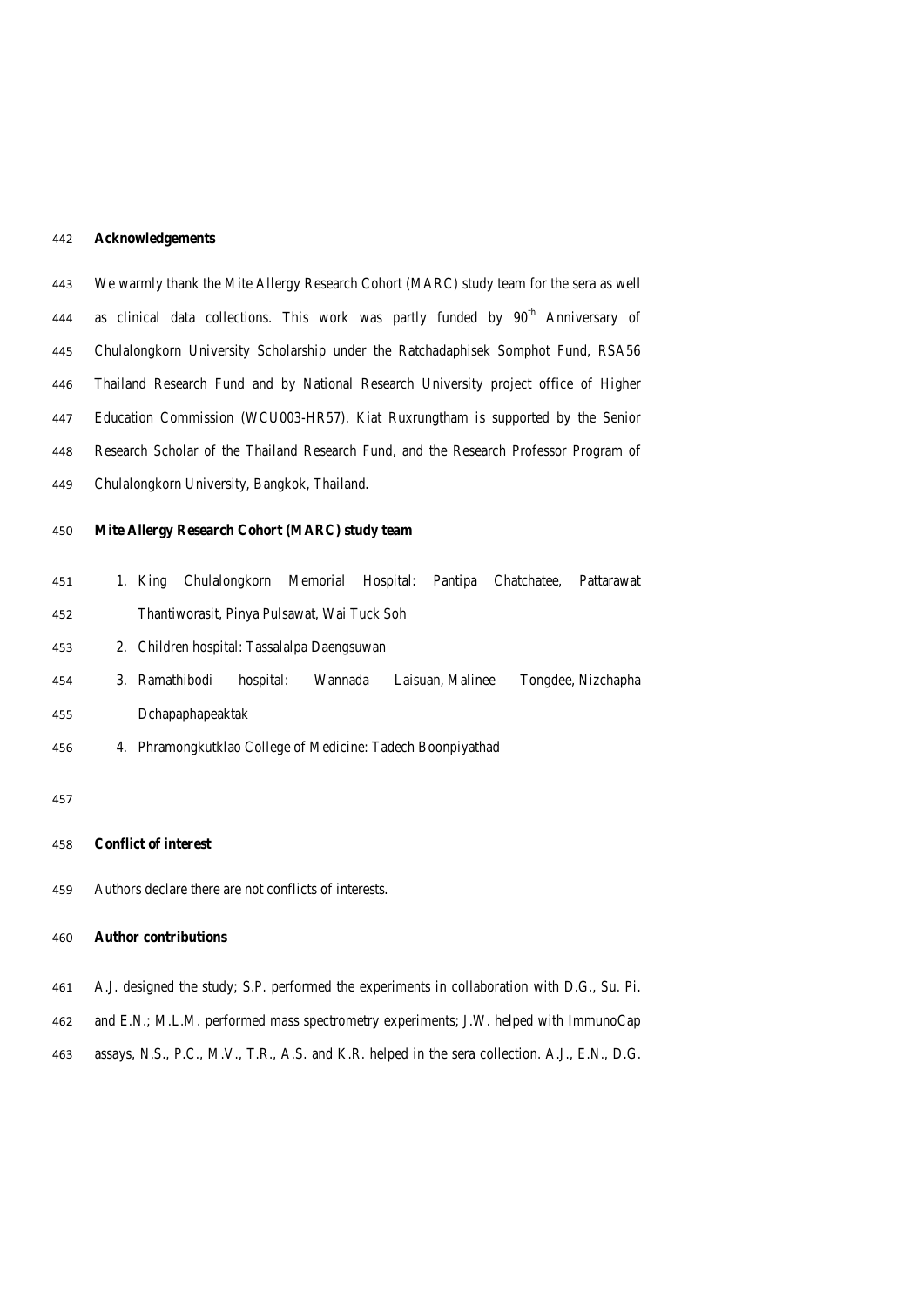## Acknowledgements

We warmly thank the Mite Allergy Research Cohort (MARC) study team for the sera as well as clinical data collections. This work was partly funded by 90$^{th}$ Anniversary of Chulalongkorn University Scholarship under the Ratchadaphisek Somphot Fund, RSA56 Thailand Research Fund and by National Research University project office of Higher Education Commission (WCU003-HR57). Kiat Ruxrungtham is supported by the Senior Research Scholar of the Thailand Research Fund, and the Research Professor Program of Chulalongkorn University, Bangkok, Thailand.

## Mite Allergy Research Cohort (MARC) study team

1. King Chulalongkorn Memorial Hospital: Pantipa Chatchatee, Pattarawat Thantiworasit, Pinya Pulsawat, Wai Tuck Soh
2. Children hospital: Tassalalpa Daengsuwan
3. Ramathibodi hospital: Wannada Laisuan, Malinee Tongdee, Nizchapha Dchapaphapeaktak
4. Phramongkutklao College of Medicine: Tadech Boonpiyathad

## Conflict of interest

Authors declare there are not conflicts of interests.

## Author contributions

A.J. designed the study; S.P. performed the experiments in collaboration with D.G., Su. Pi. and E.N.; M.L.M. performed mass spectrometry experiments; J.W. helped with ImmunoCap assays, N.S., P.C., M.V., T.R., A.S. and K.R. helped in the sera collection. A.J., E.N., D.G.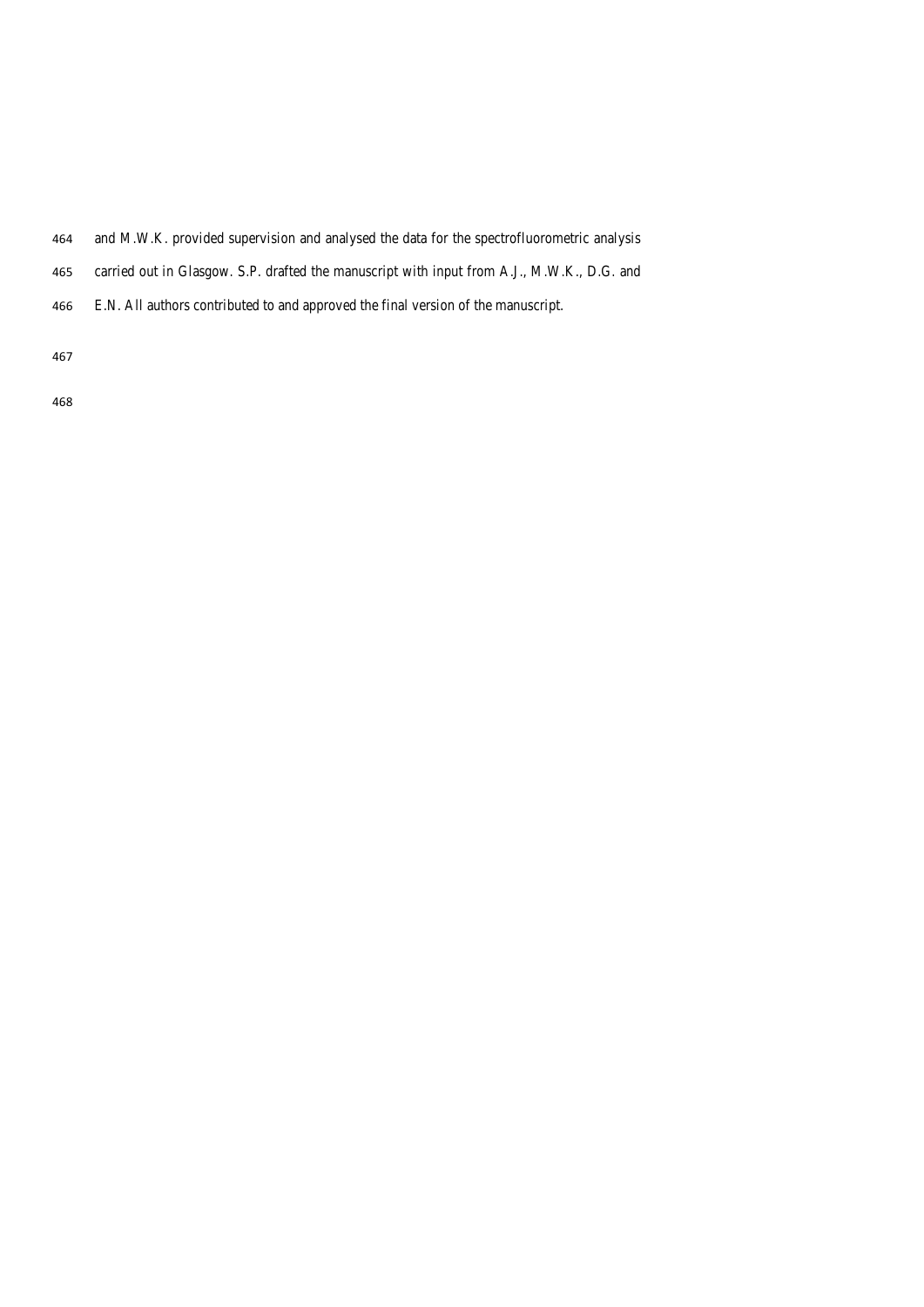and M.W.K. provided supervision and analysed the data for the spectrofluorometric analysis carried out in Glasgow. S.P. drafted the manuscript with input from A.J., M.W.K., D.G. and E.N. All authors contributed to and approved the final version of the manuscript.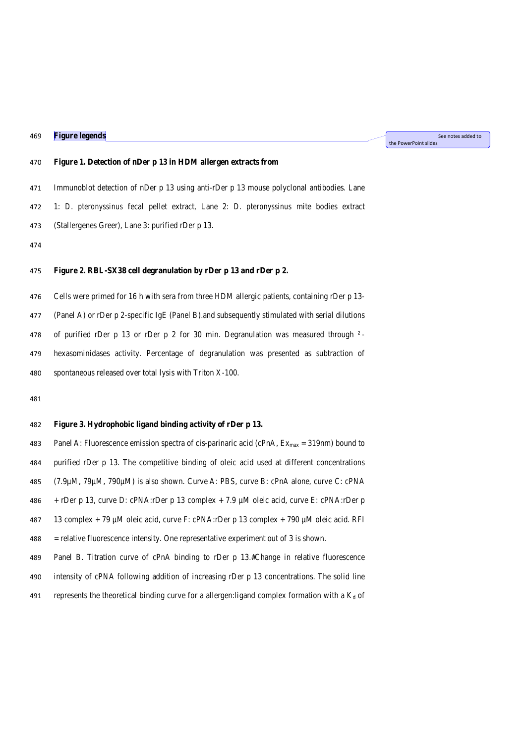## Figure legends

**Figure 1. Detection of nDer p 13 in HDM allergen extracts from**

Immunoblot detection of nDer p 13 using anti-rDer p 13 mouse polyclonal antibodies. Lane 1: *D. pteronyssinus* fecal pellet extract, Lane 2: *D. pteronyssinus* mite bodies extract (Stallergenes Greer), Lane 3: purified rDer p 13.

**Figure 2. RBL-SX38 cell degranulation by rDer p 13 and rDer p 2.**

Cells were primed for 16 h with sera from three HDM allergic patients, containing rDer p 13- (Panel A) or rDer p 2-specific IgE (Panel B).and subsequently stimulated with serial dilutions of purified rDer p 13 or rDer p 2 for 30 min. Degranulation was measured through ²-hexasominidases activity. Percentage of degranulation was presented as subtraction of spontaneous released over total lysis with Triton X-100.

**Figure 3. Hydrophobic ligand binding activity of rDer p 13.**

Panel A: Fluorescence emission spectra of cis-parinaric acid (cPnA, $Ex_{max}$ = 319nm) bound to purified rDer p 13. The competitive binding of oleic acid used at different concentrations (7.9µM, 79µM, 790µM) is also shown. Curve A: PBS, curve B: cPnA alone, curve C: cPNA + rDer p 13, curve D: cPNA:rDer p 13 complex + 7.9 µM oleic acid, curve E: cPNA:rDer p 13 complex + 79 µM oleic acid, curve F: cPNA:rDer p 13 complex + 790 µM oleic acid. RFI = relative fluorescence intensity. One representative experiment out of 3 is shown.

Panel B. Titration curve of cPnA binding to rDer p 13.#Change in relative fluorescence intensity of cPNA following addition of increasing rDer p 13 concentrations. The solid line represents the theoretical binding curve for a allergen:ligand complex formation with a $K_d$ of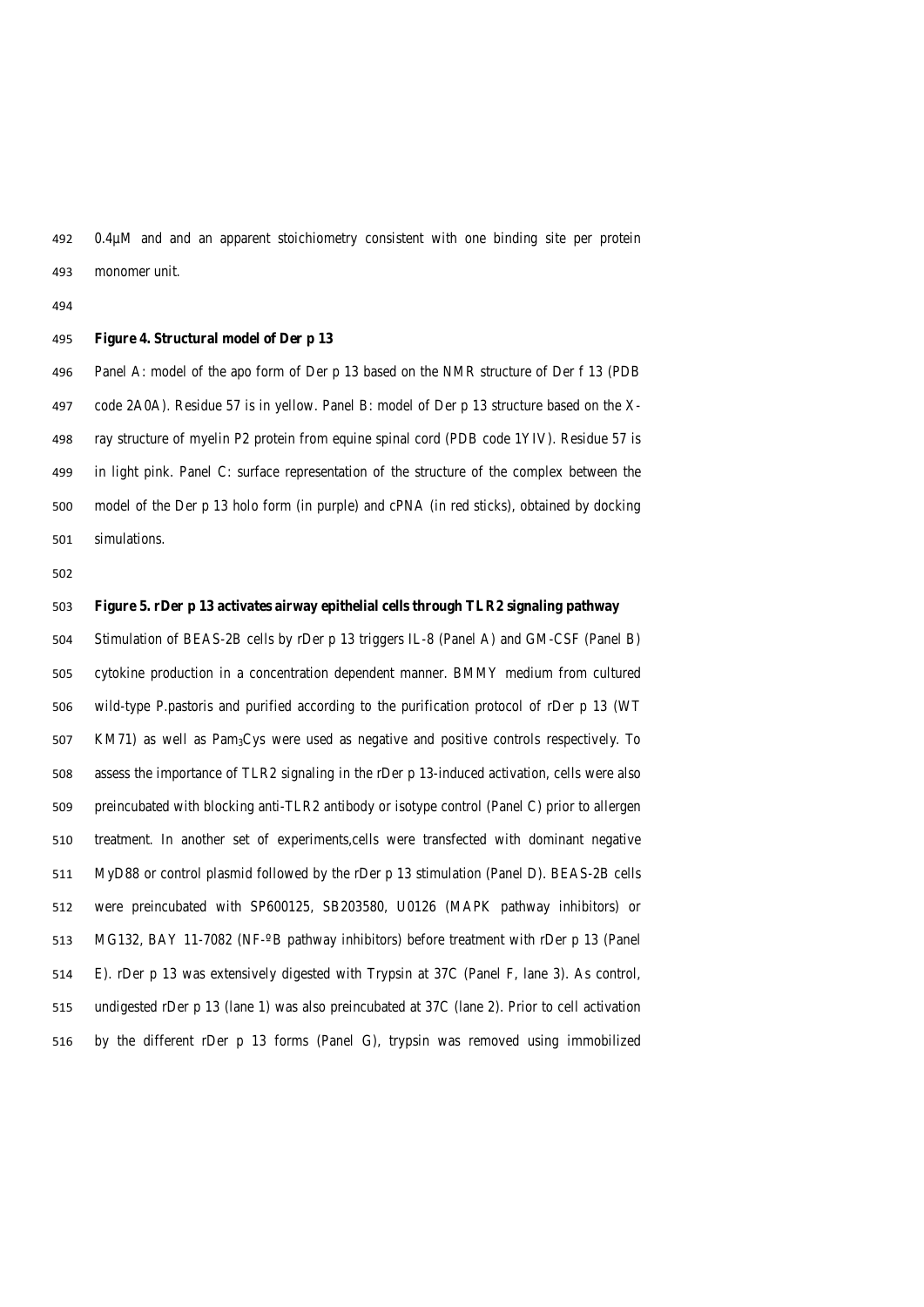0.4µM and and an apparent stoichiometry consistent with one binding site per protein monomer unit.

**Figure 4. Structural model of Der p 13**

Panel A: model of the apo form of Der p 13 based on the NMR structure of Der f 13 (PDB code 2A0A). Residue 57 is in yellow. Panel B: model of Der p 13 structure based on the X-ray structure of myelin P2 protein from equine spinal cord (PDB code 1YIV). Residue 57 is in light pink. Panel C: surface representation of the structure of the complex between the model of the Der p 13 holo form (in purple) and cPNA (in red sticks), obtained by docking simulations.

**Figure 5. rDer p 13 activates airway epithelial cells through TLR2 signaling pathway**

Stimulation of BEAS-2B cells by rDer p 13 triggers IL-8 (Panel A) and GM-CSF (Panel B) cytokine production in a concentration dependent manner. BMMY medium from cultured wild-type P.pastoris and purified according to the purification protocol of rDer p 13 (WT KM71) as well as $Pam_3Cys$ were used as negative and positive controls respectively. To assess the importance of TLR2 signaling in the rDer p 13-induced activation, cells were also preincubated with blocking anti-TLR2 antibody or isotype control (Panel C) prior to allergen treatment. In another set of experiments,cells were transfected with dominant negative MyD88 or control plasmid followed by the rDer p 13 stimulation (Panel D). BEAS-2B cells were preincubated with SP600125, SB203580, U0126 (MAPK pathway inhibitors) or MG132, BAY 11-7082 (NF-ºB pathway inhibitors) before treatment with rDer p 13 (Panel E). rDer p 13 was extensively digested with Trypsin at 37C (Panel F, lane 3). As control, undigested rDer p 13 (lane 1) was also preincubated at 37C (lane 2). Prior to cell activation by the different rDer p 13 forms (Panel G), trypsin was removed using immobilized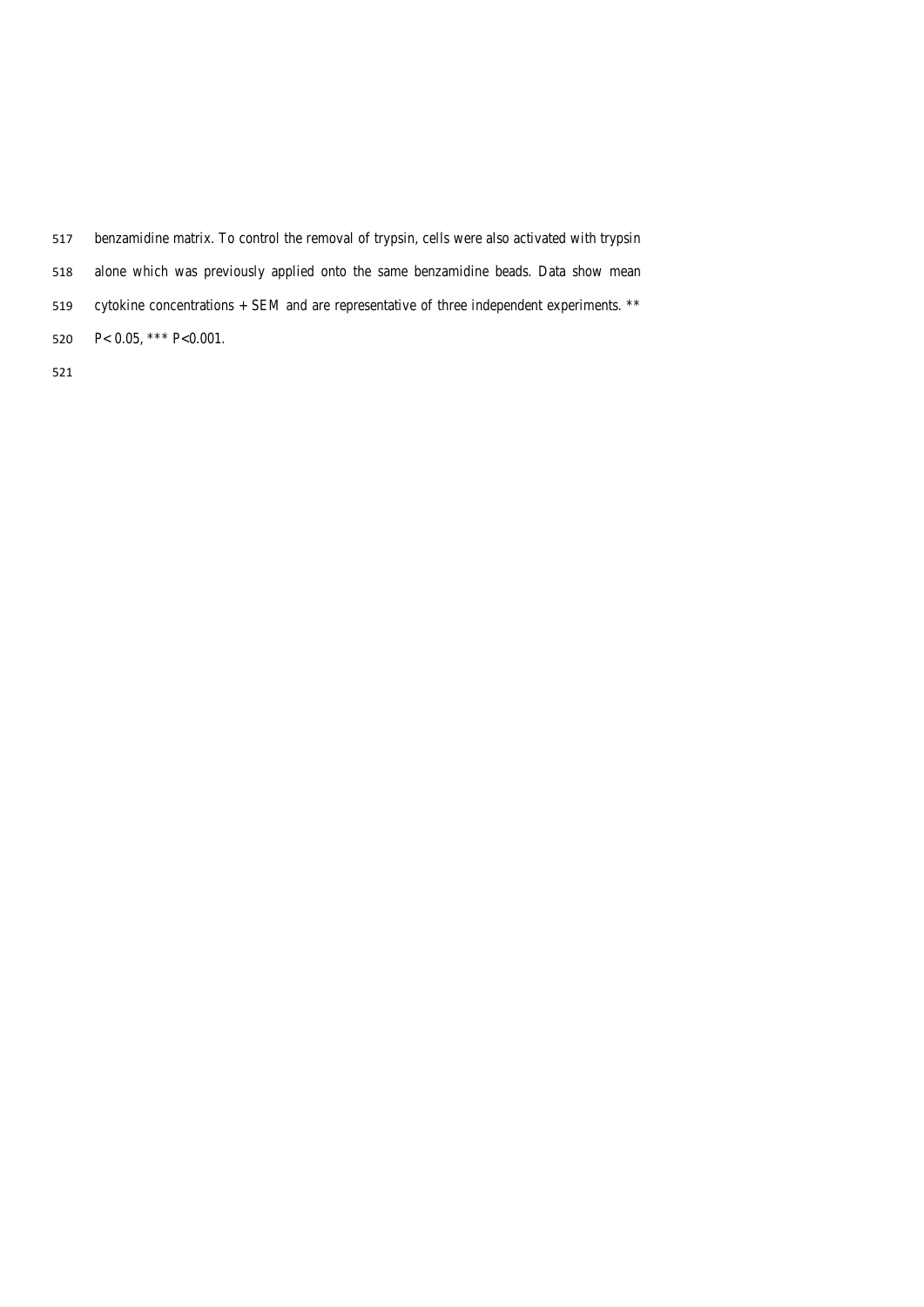benzamidine matrix. To control the removal of trypsin, cells were also activated with trypsin alone which was previously applied onto the same benzamidine beads. Data show mean cytokine concentrations + SEM and are representative of three independent experiments. ** $P < 0.05$, *** $P < 0.001$.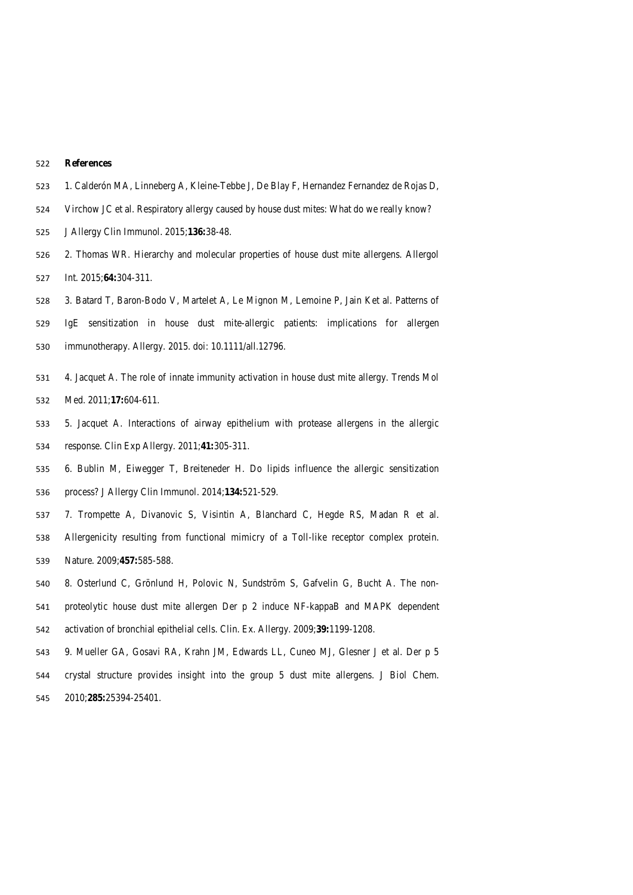**References**

1. Calderón MA, Linneberg A, Kleine-Tebbe J, De Blay F, Hernandez Fernandez de Rojas D, Virchow JC et al. Respiratory allergy caused by house dust mites: What do we really know? J Allergy Clin Immunol. 2015;**136:**38-48.

2. Thomas WR. Hierarchy and molecular properties of house dust mite allergens. Allergol Int. 2015;**64:**304-311.

3. Batard T, Baron-Bodo V, Martelet A, Le Mignon M, Lemoine P, Jain Ket al. Patterns of IgE sensitization in house dust mite-allergic patients: implications for allergen immunotherapy. Allergy. 2015. doi: 10.1111/all.12796.

4. Jacquet A. The role of innate immunity activation in house dust mite allergy. Trends Mol Med. 2011;**17:**604-611.

5. Jacquet A. Interactions of airway epithelium with protease allergens in the allergic response. Clin Exp Allergy. 2011;**41:**305-311.

6. Bublin M, Eiwegger T, Breiteneder H. Do lipids influence the allergic sensitization process? J Allergy Clin Immunol. 2014;**134:**521-529.

7. Trompette A, Divanovic S, Visintin A, Blanchard C, Hegde RS, Madan R et al. Allergenicity resulting from functional mimicry of a Toll-like receptor complex protein. Nature. 2009;**457:**585-588.

8. Osterlund C, Grönlund H, Polovic N, Sundström S, Gafvelin G, Bucht A. The non-proteolytic house dust mite allergen Der p 2 induce NF-kappaB and MAPK dependent activation of bronchial epithelial cells. Clin. Ex. Allergy. 2009;**39:**1199-1208.

9. Mueller GA, Gosavi RA, Krahn JM, Edwards LL, Cuneo MJ, Glesner J et al. Der p 5 crystal structure provides insight into the group 5 dust mite allergens. J Biol Chem. 2010;**285:**25394-25401.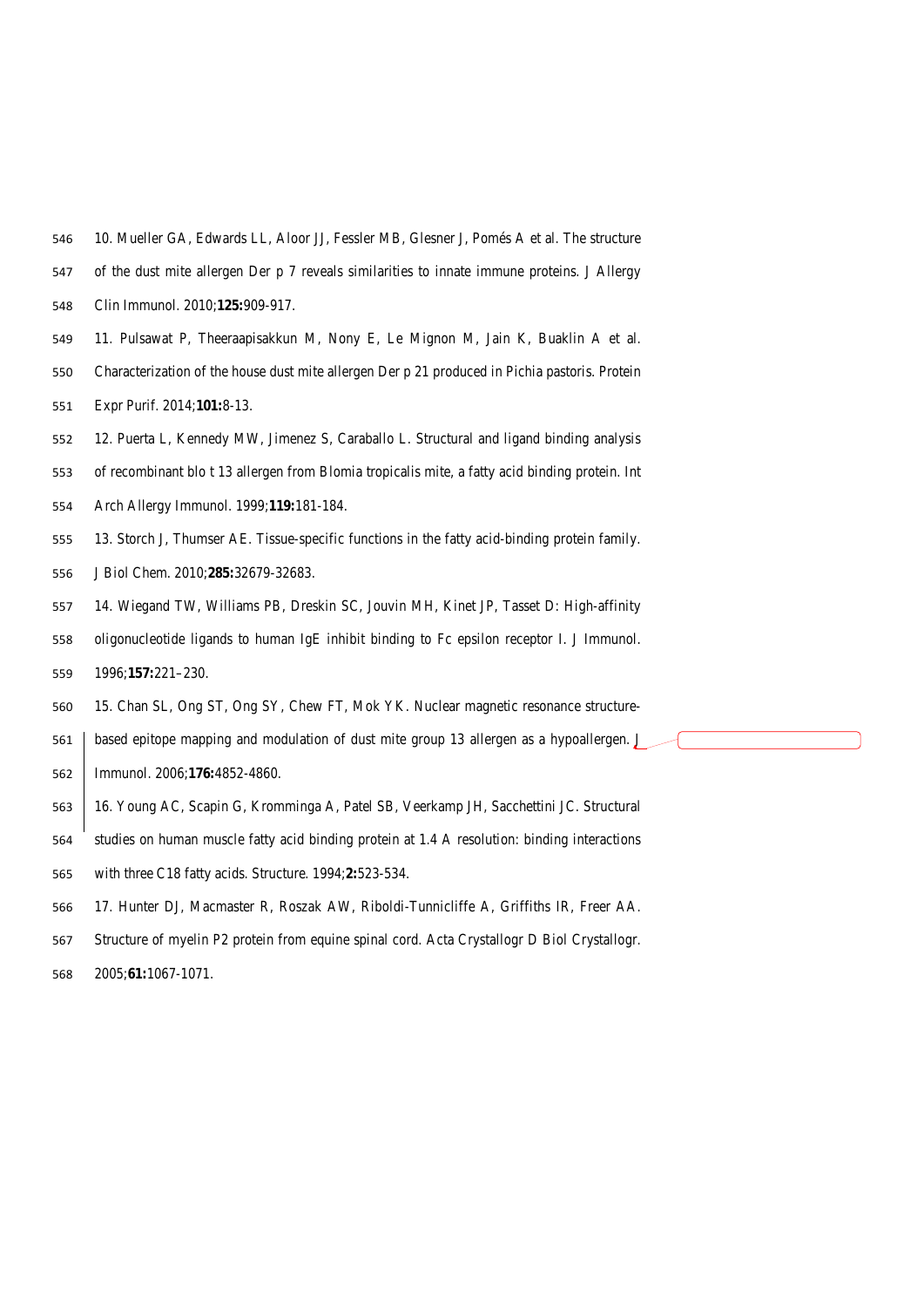10. Mueller GA, Edwards LL, Aloor JJ, Fessler MB, Glesner J, Pomés A et al. The structure of the dust mite allergen Der p 7 reveals similarities to innate immune proteins. J Allergy Clin Immunol. 2010;**125:**909-917.

11. Pulsawat P, Theeraapisakkun M, Nony E, Le Mignon M, Jain K, Buaklin A et al. Characterization of the house dust mite allergen Der p 21 produced in Pichia pastoris. Protein Expr Purif. 2014;**101:**8-13.

12. Puerta L, Kennedy MW, Jimenez S, Caraballo L. Structural and ligand binding analysis of recombinant blo t 13 allergen from Blomia tropicalis mite, a fatty acid binding protein. Int Arch Allergy Immunol. 1999;**119:**181-184.

13. Storch J, Thumser AE. Tissue-specific functions in the fatty acid-binding protein family. J Biol Chem. 2010;**285:**32679-32683.

14. Wiegand TW, Williams PB, Dreskin SC, Jouvin MH, Kinet JP, Tasset D: High-affinity oligonucleotide ligands to human IgE inhibit binding to Fc epsilon receptor I. J Immunol. 1996;**157:**221–230.

15. Chan SL, Ong ST, Ong SY, Chew FT, Mok YK. Nuclear magnetic resonance structure-based epitope mapping and modulation of dust mite group 13 allergen as a hypoallergen. J Immunol. 2006;**176:**4852-4860.

16. Young AC, Scapin G, Kromminga A, Patel SB, Veerkamp JH, Sacchettini JC. Structural studies on human muscle fatty acid binding protein at 1.4 A resolution: binding interactions with three C18 fatty acids. Structure. 1994;**2:**523-534.

17. Hunter DJ, Macmaster R, Roszak AW, Riboldi-Tunnicliffe A, Griffiths IR, Freer AA. Structure of myelin P2 protein from equine spinal cord. Acta Crystallogr D Biol Crystallogr. 2005;**61:**1067-1071.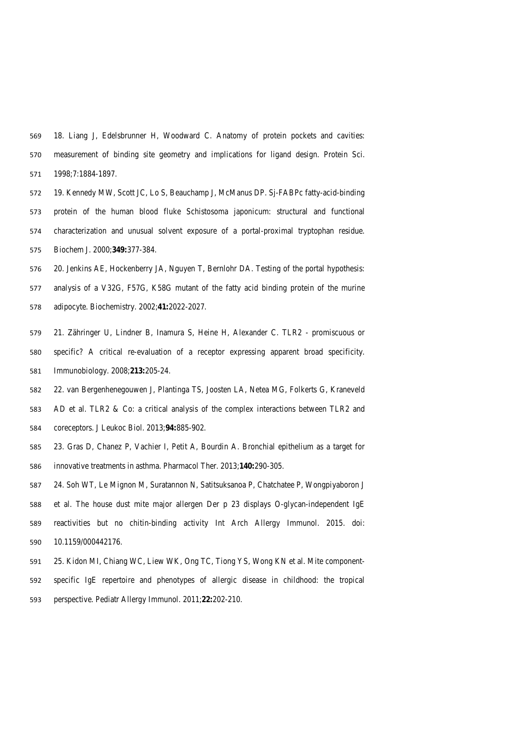18. Liang J, Edelsbrunner H, Woodward C. Anatomy of protein pockets and cavities: measurement of binding site geometry and implications for ligand design. Protein Sci. 1998;7:1884-1897.

19. Kennedy MW, Scott JC, Lo S, Beauchamp J, McManus DP. Sj-FABPc fatty-acid-binding protein of the human blood fluke Schistosoma japonicum: structural and functional characterization and unusual solvent exposure of a portal-proximal tryptophan residue. Biochem J. 2000;**349:**377-384.

20. Jenkins AE, Hockenberry JA, Nguyen T, Bernlohr DA. Testing of the portal hypothesis: analysis of a V32G, F57G, K58G mutant of the fatty acid binding protein of the murine adipocyte. Biochemistry. 2002;**41:**2022-2027.

21. Zähringer U, Lindner B, Inamura S, Heine H, Alexander C. TLR2 - promiscuous or specific? A critical re-evaluation of a receptor expressing apparent broad specificity. Immunobiology. 2008;**213:**205-24.

22. van Bergenhenegouwen J, Plantinga TS, Joosten LA, Netea MG, Folkerts G, Kraneveld AD et al. TLR2 & Co: a critical analysis of the complex interactions between TLR2 and coreceptors. J Leukoc Biol. 2013;**94:**885-902.

23. Gras D, Chanez P, Vachier I, Petit A, Bourdin A. Bronchial epithelium as a target for innovative treatments in asthma. Pharmacol Ther. 2013;**140:**290-305.

24. Soh WT, Le Mignon M, Suratannon N, Satitsuksanoa P, Chatchatee P, Wongpiyaboron J et al. The house dust mite major allergen Der p 23 displays O-glycan-independent IgE reactivities but no chitin-binding activity Int Arch Allergy Immunol. 2015. doi: 10.1159/000442176.

25. Kidon MI, Chiang WC, Liew WK, Ong TC, Tiong YS, Wong KN et al. Mite component-specific IgE repertoire and phenotypes of allergic disease in childhood: the tropical perspective. Pediatr Allergy Immunol. 2011;**22:**202-210.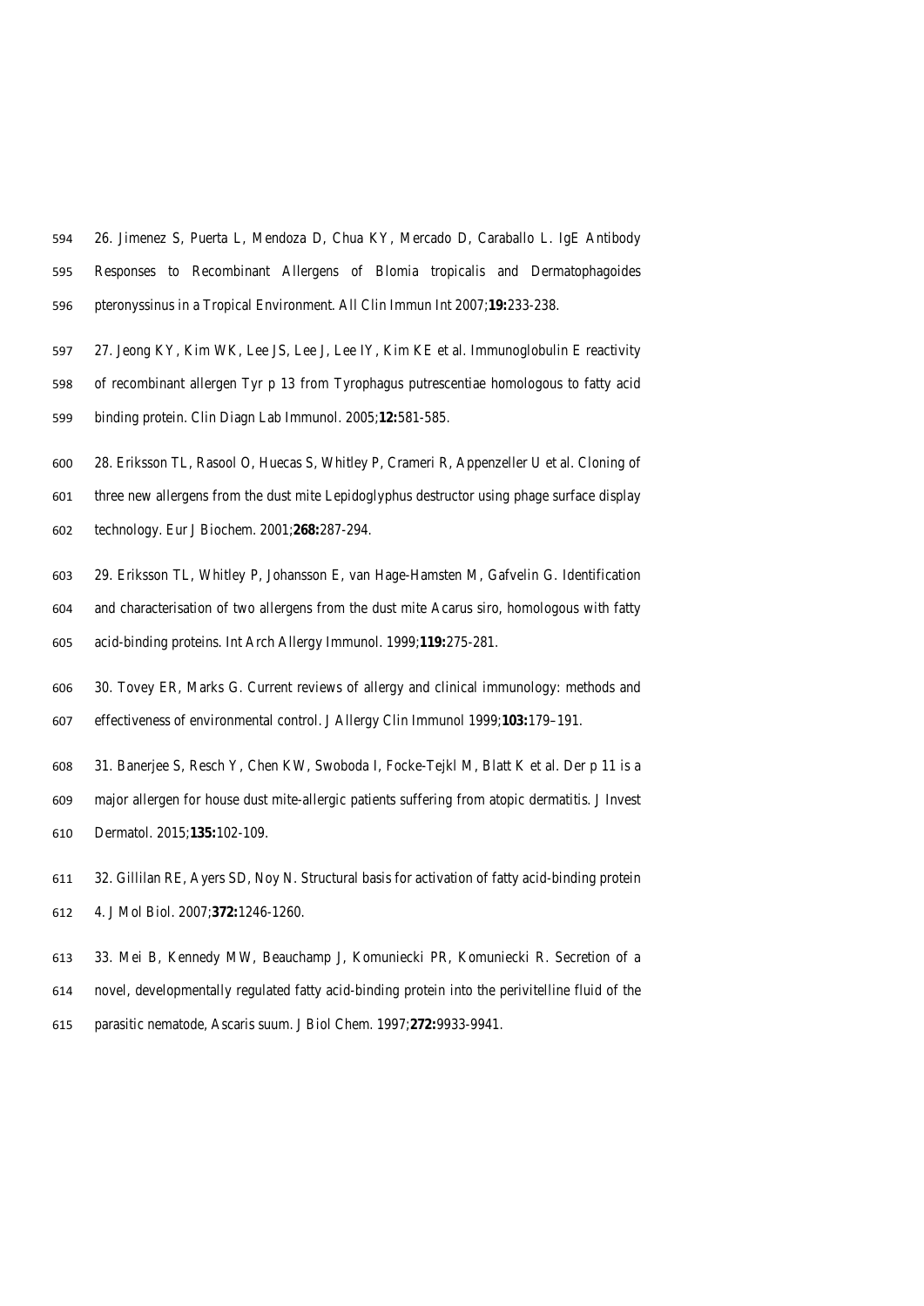26. Jimenez S, Puerta L, Mendoza D, Chua KY, Mercado D, Caraballo L. IgE Antibody Responses to Recombinant Allergens of Blomia tropicalis and Dermatophagoides pteronyssinus in a Tropical Environment. All Clin Immun Int 2007;**19:**233-238.

27. Jeong KY, Kim WK, Lee JS, Lee J, Lee IY, Kim KE et al. Immunoglobulin E reactivity of recombinant allergen Tyr p 13 from Tyrophagus putrescentiae homologous to fatty acid binding protein. Clin Diagn Lab Immunol. 2005;**12:**581-585.

28. Eriksson TL, Rasool O, Huecas S, Whitley P, Crameri R, Appenzeller U et al. Cloning of three new allergens from the dust mite Lepidoglyphus destructor using phage surface display technology. Eur J Biochem. 2001;**268:**287-294.

29. Eriksson TL, Whitley P, Johansson E, van Hage-Hamsten M, Gafvelin G. Identification and characterisation of two allergens from the dust mite Acarus siro, homologous with fatty acid-binding proteins. Int Arch Allergy Immunol. 1999;**119:**275-281.

30. Tovey ER, Marks G. Current reviews of allergy and clinical immunology: methods and effectiveness of environmental control. J Allergy Clin Immunol 1999;**103:**179–191.

31. Banerjee S, Resch Y, Chen KW, Swoboda I, Focke-Tejkl M, Blatt K et al. Der p 11 is a major allergen for house dust mite-allergic patients suffering from atopic dermatitis. J Invest Dermatol. 2015;**135:**102-109.

32. Gillilan RE, Ayers SD, Noy N. Structural basis for activation of fatty acid-binding protein 4. J Mol Biol. 2007;**372:**1246-1260.

33. Mei B, Kennedy MW, Beauchamp J, Komuniecki PR, Komuniecki R. Secretion of a novel, developmentally regulated fatty acid-binding protein into the perivitelline fluid of the parasitic nematode, Ascaris suum. J Biol Chem. 1997;**272:**9933-9941.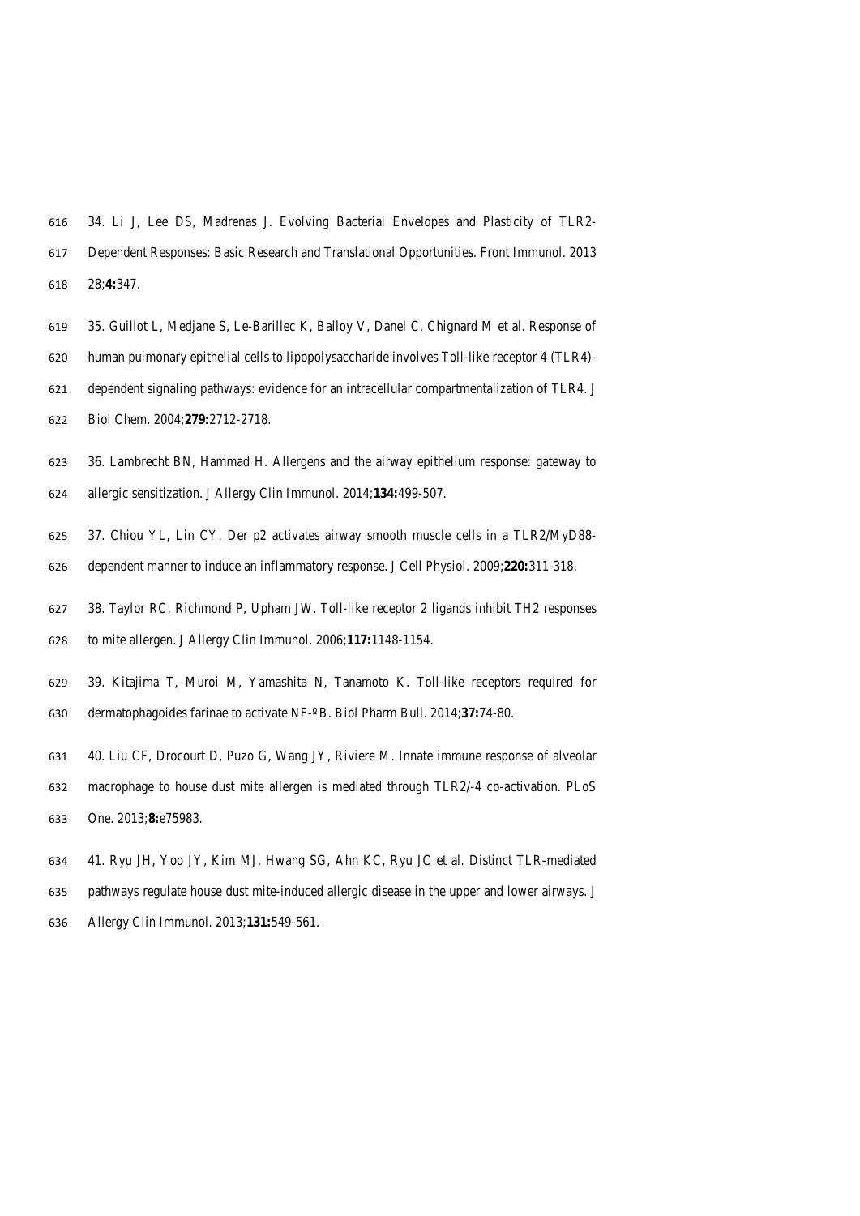34. Li J, Lee DS, Madrenas J. Evolving Bacterial Envelopes and Plasticity of TLR2-Dependent Responses: Basic Research and Translational Opportunities. Front Immunol. 2013 28;**4:**347.

35. Guillot L, Medjane S, Le-Barillec K, Balloy V, Danel C, Chignard M et al. Response of human pulmonary epithelial cells to lipopolysaccharide involves Toll-like receptor 4 (TLR4)-dependent signaling pathways: evidence for an intracellular compartmentalization of TLR4. J Biol Chem. 2004;**279:**2712-2718.

36. Lambrecht BN, Hammad H. Allergens and the airway epithelium response: gateway to allergic sensitization. J Allergy Clin Immunol. 2014;**134:**499-507.

37. Chiou YL, Lin CY. Der p2 activates airway smooth muscle cells in a TLR2/MyD88-dependent manner to induce an inflammatory response. J Cell Physiol. 2009;**220:**311-318.

38. Taylor RC, Richmond P, Upham JW. Toll-like receptor 2 ligands inhibit TH2 responses to mite allergen. J Allergy Clin Immunol. 2006;**117:**1148-1154.

39. Kitajima T, Muroi M, Yamashita N, Tanamoto K. Toll-like receptors required for dermatophagoides farinae to activate NF-ºB. Biol Pharm Bull. 2014;**37:**74-80.

40. Liu CF, Drocourt D, Puzo G, Wang JY, Riviere M. Innate immune response of alveolar macrophage to house dust mite allergen is mediated through TLR2/-4 co-activation. PLoS One. 2013;**8:**e75983.

41. Ryu JH, Yoo JY, Kim MJ, Hwang SG, Ahn KC, Ryu JC et al. Distinct TLR-mediated pathways regulate house dust mite-induced allergic disease in the upper and lower airways. J Allergy Clin Immunol. 2013;**131:**549-561.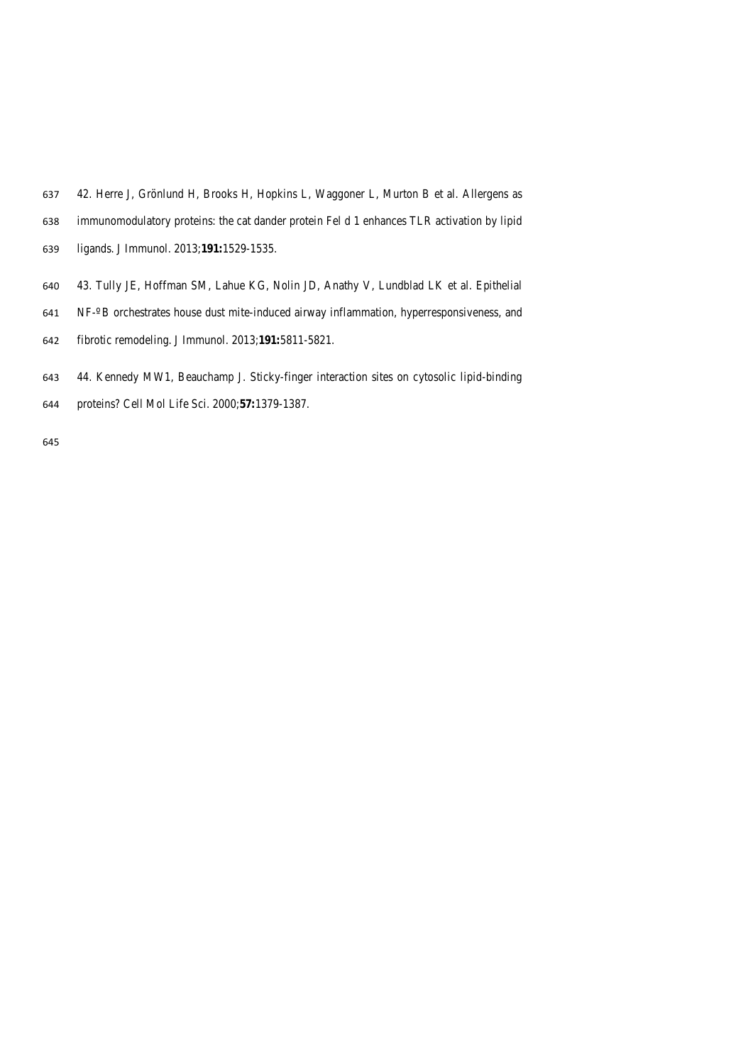42. Herre J, Grönlund H, Brooks H, Hopkins L, Waggoner L, Murton B et al. Allergens as immunomodulatory proteins: the cat dander protein Fel d 1 enhances TLR activation by lipid ligands. J Immunol. 2013;**191:**1529-1535.

43. Tully JE, Hoffman SM, Lahue KG, Nolin JD, Anathy V, Lundblad LK et al. Epithelial NF-ºB orchestrates house dust mite-induced airway inflammation, hyperresponsiveness, and fibrotic remodeling. J Immunol. 2013;**191:**5811-5821.

44. Kennedy MW1, Beauchamp J. Sticky-finger interaction sites on cytosolic lipid-binding proteins? Cell Mol Life Sci. 2000;**57:**1379-1387.